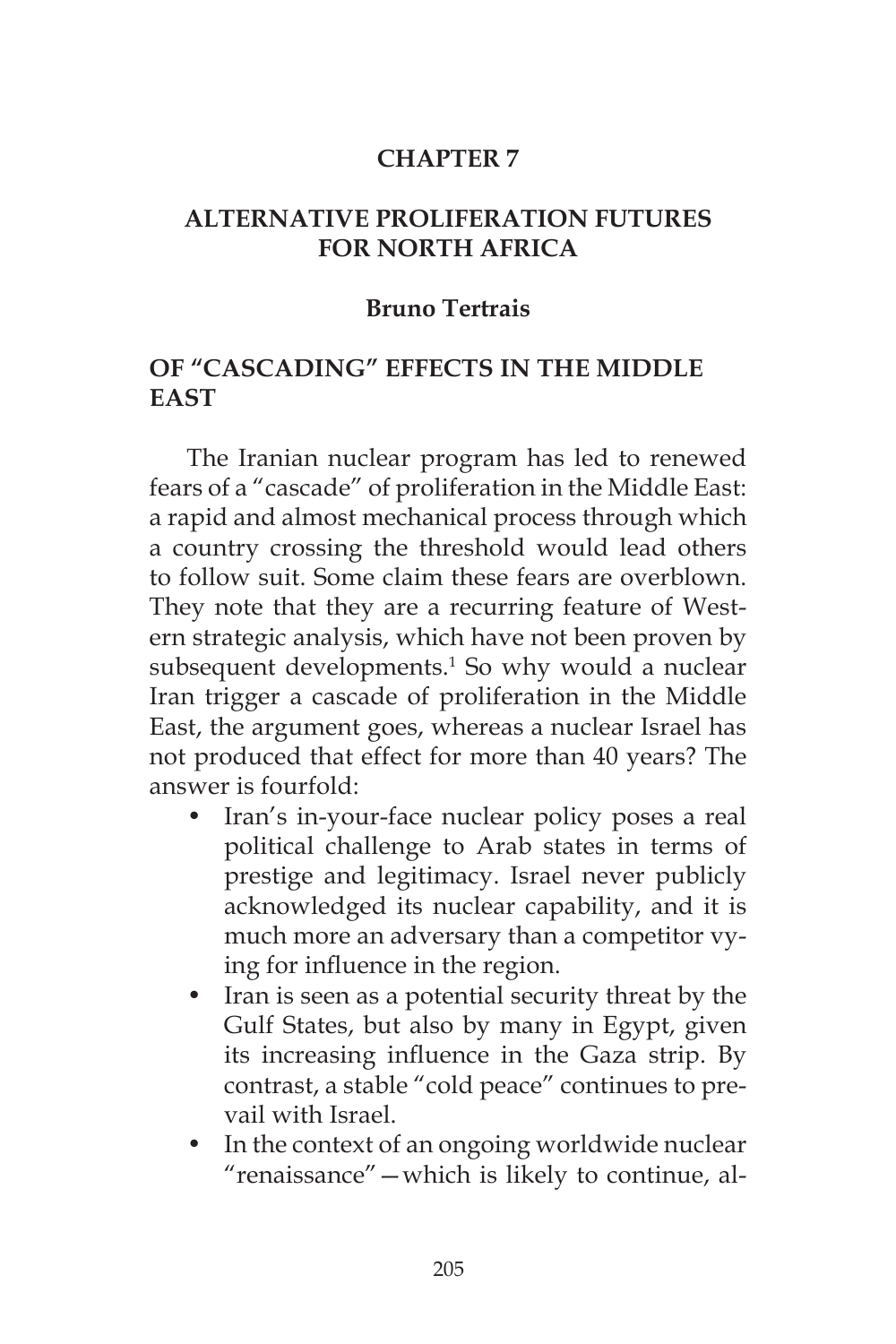# CHAPTER 7

# ALTERNATIVE PROLIFERATION FUTURES FOR NORTH AFRICA

**Bruno Tertrais**

## OF "CASCADING" EFFECTS IN THE MIDDLE EAST

The Iranian nuclear program has led to renewed fears of a "cascade" of proliferation in the Middle East: a rapid and almost mechanical process through which a country crossing the threshold would lead others to follow suit. Some claim these fears are overblown. They note that they are a recurring feature of Western strategic analysis, which have not been proven by subsequent developments.[1] So why would a nuclear Iran trigger a cascade of proliferation in the Middle East, the argument goes, whereas a nuclear Israel has not produced that effect for more than 40 years? The answer is fourfold:

- Iran's in-your-face nuclear policy poses a real political challenge to Arab states in terms of prestige and legitimacy. Israel never publicly acknowledged its nuclear capability, and it is much more an adversary than a competitor vying for influence in the region.
- Iran is seen as a potential security threat by the Gulf States, but also by many in Egypt, given its increasing influence in the Gaza strip. By contrast, a stable "cold peace" continues to prevail with Israel.
- In the context of an ongoing worldwide nuclear "renaissance"—which is likely to continue, al-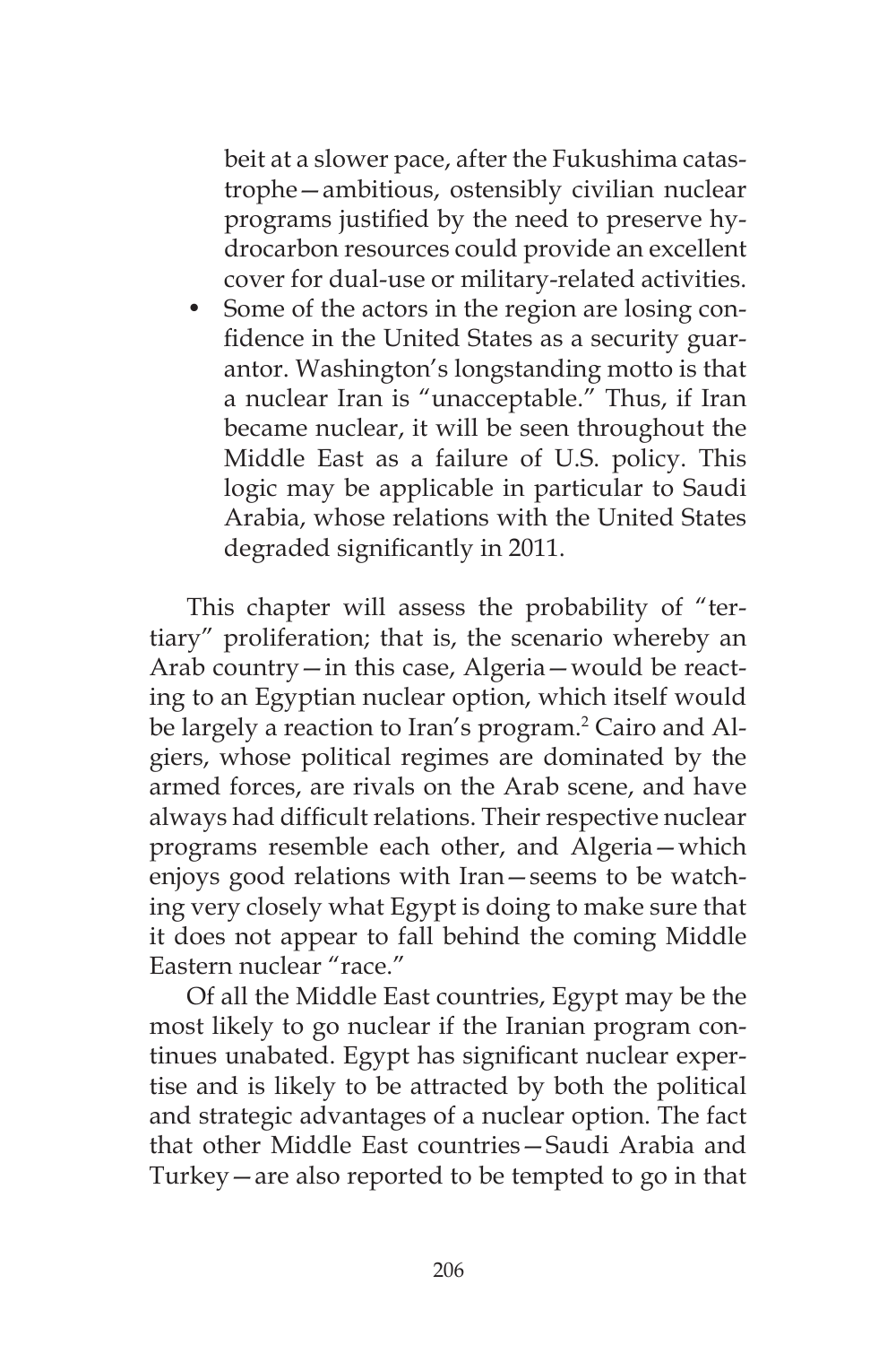beit at a slower pace, after the Fukushima catastrophe—ambitious, ostensibly civilian nuclear programs justified by the need to preserve hydrocarbon resources could provide an excellent cover for dual-use or military-related activities.

- Some of the actors in the region are losing confidence in the United States as a security guarantor. Washington's longstanding motto is that a nuclear Iran is "unacceptable." Thus, if Iran became nuclear, it will be seen throughout the Middle East as a failure of U.S. policy. This logic may be applicable in particular to Saudi Arabia, whose relations with the United States degraded significantly in 2011.

This chapter will assess the probability of "tertiary" proliferation; that is, the scenario whereby an Arab country—in this case, Algeria—would be reacting to an Egyptian nuclear option, which itself would be largely a reaction to Iran's program.[2] Cairo and Algiers, whose political regimes are dominated by the armed forces, are rivals on the Arab scene, and have always had difficult relations. Their respective nuclear programs resemble each other, and Algeria—which enjoys good relations with Iran—seems to be watching very closely what Egypt is doing to make sure that it does not appear to fall behind the coming Middle Eastern nuclear "race."

Of all the Middle East countries, Egypt may be the most likely to go nuclear if the Iranian program continues unabated. Egypt has significant nuclear expertise and is likely to be attracted by both the political and strategic advantages of a nuclear option. The fact that other Middle East countries—Saudi Arabia and Turkey—are also reported to be tempted to go in that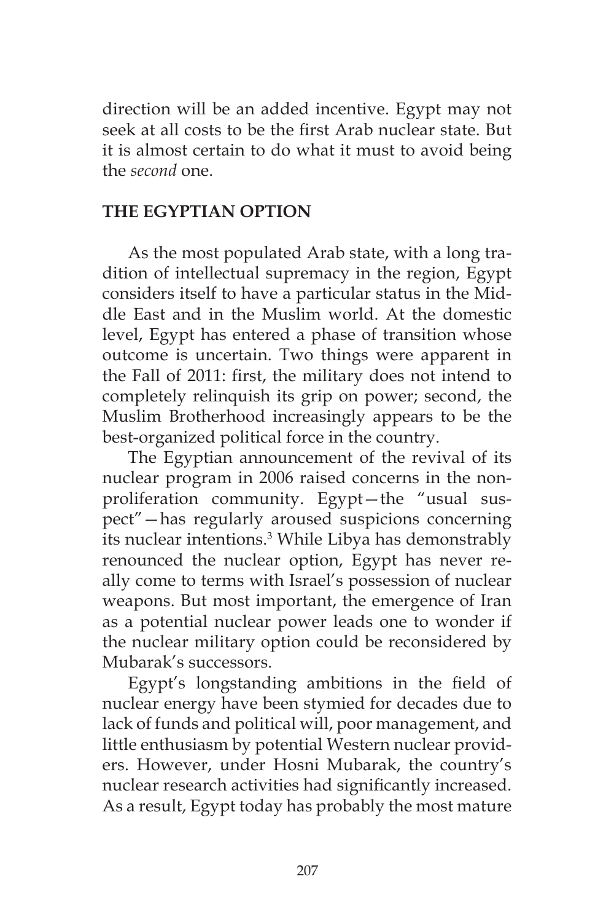direction will be an added incentive. Egypt may not seek at all costs to be the first Arab nuclear state. But it is almost certain to do what it must to avoid being the *second* one.

## THE EGYPTIAN OPTION

As the most populated Arab state, with a long tradition of intellectual supremacy in the region, Egypt considers itself to have a particular status in the Middle East and in the Muslim world. At the domestic level, Egypt has entered a phase of transition whose outcome is uncertain. Two things were apparent in the Fall of 2011: first, the military does not intend to completely relinquish its grip on power; second, the Muslim Brotherhood increasingly appears to be the best-organized political force in the country.

The Egyptian announcement of the revival of its nuclear program in 2006 raised concerns in the nonproliferation community. Egypt—the "usual suspect"—has regularly aroused suspicions concerning its nuclear intentions.[3] While Libya has demonstrably renounced the nuclear option, Egypt has never really come to terms with Israel's possession of nuclear weapons. But most important, the emergence of Iran as a potential nuclear power leads one to wonder if the nuclear military option could be reconsidered by Mubarak's successors.

Egypt's longstanding ambitions in the field of nuclear energy have been stymied for decades due to lack of funds and political will, poor management, and little enthusiasm by potential Western nuclear providers. However, under Hosni Mubarak, the country's nuclear research activities had significantly increased. As a result, Egypt today has probably the most mature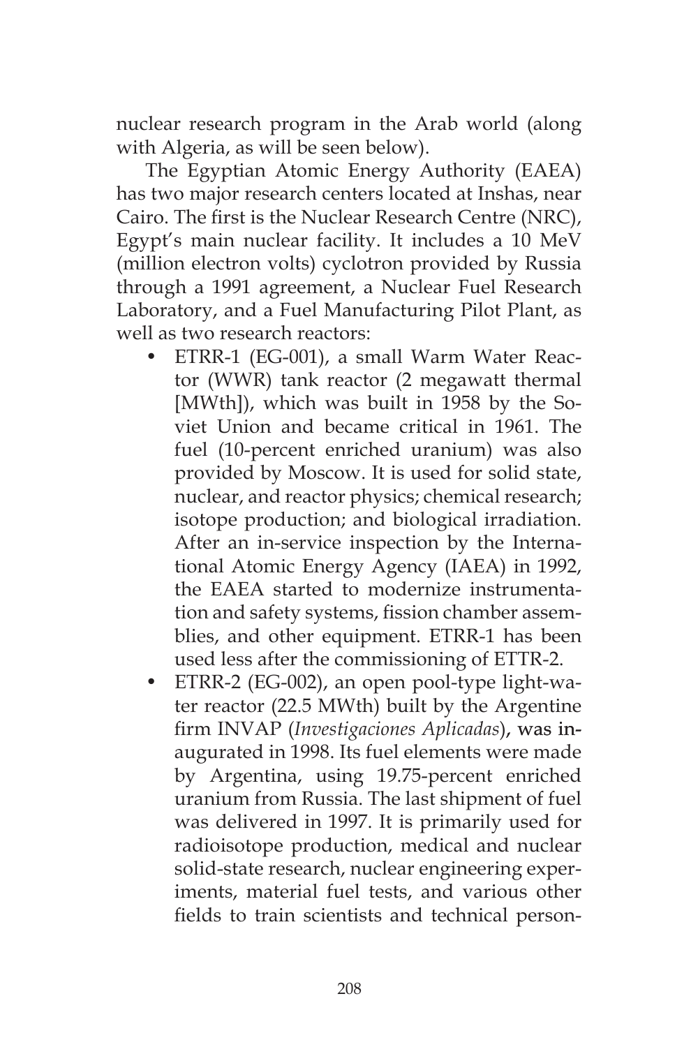nuclear research program in the Arab world (along with Algeria, as will be seen below).

The Egyptian Atomic Energy Authority (EAEA) has two major research centers located at Inshas, near Cairo. The first is the Nuclear Research Centre (NRC), Egypt's main nuclear facility. It includes a 10 MeV (million electron volts) cyclotron provided by Russia through a 1991 agreement, a Nuclear Fuel Research Laboratory, and a Fuel Manufacturing Pilot Plant, as well as two research reactors:

- ETRR-1 (EG-001), a small Warm Water Reactor (WWR) tank reactor (2 megawatt thermal [MWth]), which was built in 1958 by the Soviet Union and became critical in 1961. The fuel (10-percent enriched uranium) was also provided by Moscow. It is used for solid state, nuclear, and reactor physics; chemical research; isotope production; and biological irradiation. After an in-service inspection by the International Atomic Energy Agency (IAEA) in 1992, the EAEA started to modernize instrumentation and safety systems, fission chamber assemblies, and other equipment. ETRR-1 has been used less after the commissioning of ETTR-2.
- ETRR-2 (EG-002), an open pool-type light-water reactor (22.5 MWth) built by the Argentine firm INVAP (*Investigaciones Aplicadas*), was inaugurated in 1998. Its fuel elements were made by Argentina, using 19.75-percent enriched uranium from Russia. The last shipment of fuel was delivered in 1997. It is primarily used for radioisotope production, medical and nuclear solid-state research, nuclear engineering experiments, material fuel tests, and various other fields to train scientists and technical person-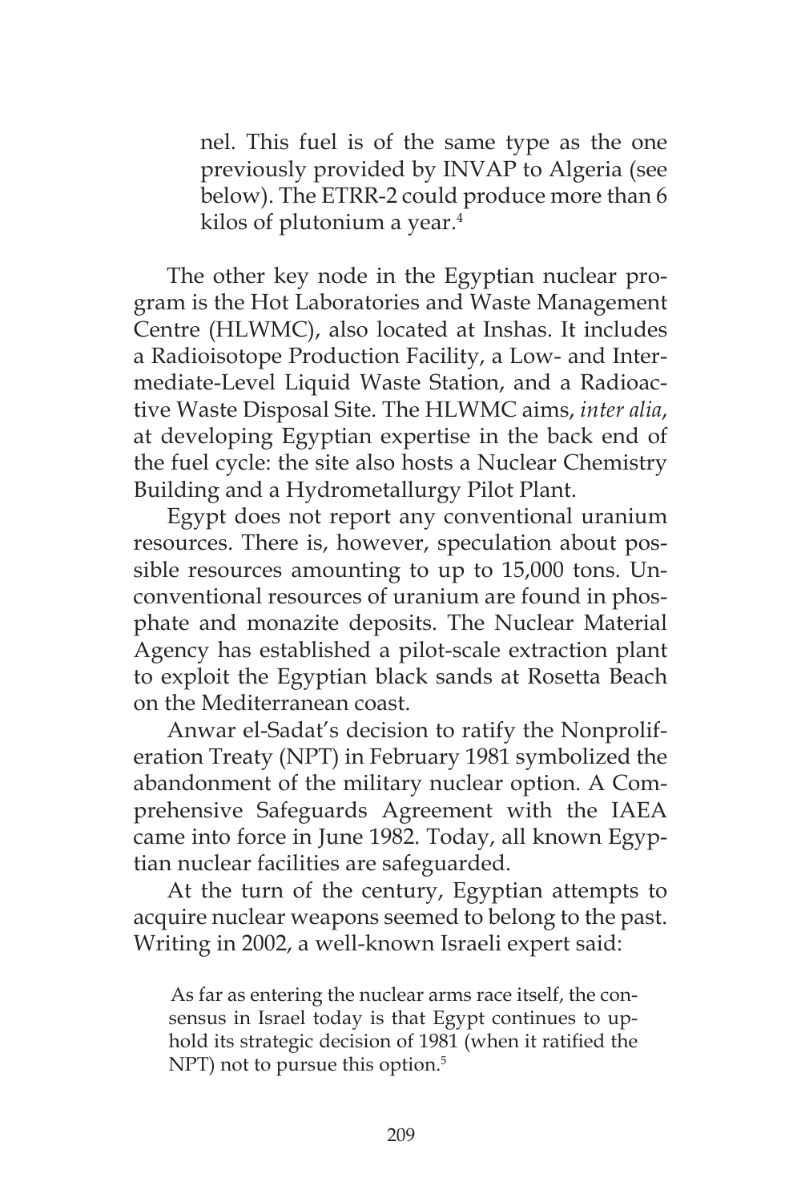nel. This fuel is of the same type as the one previously provided by INVAP to Algeria (see below). The ETRR-2 could produce more than 6 kilos of plutonium a year.[4]

The other key node in the Egyptian nuclear program is the Hot Laboratories and Waste Management Centre (HLWMC), also located at Inshas. It includes a Radioisotope Production Facility, a Low- and Intermediate-Level Liquid Waste Station, and a Radioactive Waste Disposal Site. The HLWMC aims, *inter alia*, at developing Egyptian expertise in the back end of the fuel cycle: the site also hosts a Nuclear Chemistry Building and a Hydrometallurgy Pilot Plant.

Egypt does not report any conventional uranium resources. There is, however, speculation about possible resources amounting to up to 15,000 tons. Unconventional resources of uranium are found in phosphate and monazite deposits. The Nuclear Material Agency has established a pilot-scale extraction plant to exploit the Egyptian black sands at Rosetta Beach on the Mediterranean coast.

Anwar el-Sadat's decision to ratify the Nonproliferation Treaty (NPT) in February 1981 symbolized the abandonment of the military nuclear option. A Comprehensive Safeguards Agreement with the IAEA came into force in June 1982. Today, all known Egyptian nuclear facilities are safeguarded.

At the turn of the century, Egyptian attempts to acquire nuclear weapons seemed to belong to the past. Writing in 2002, a well-known Israeli expert said:

> As far as entering the nuclear arms race itself, the consensus in Israel today is that Egypt continues to uphold its strategic decision of 1981 (when it ratified the NPT) not to pursue this option.[5]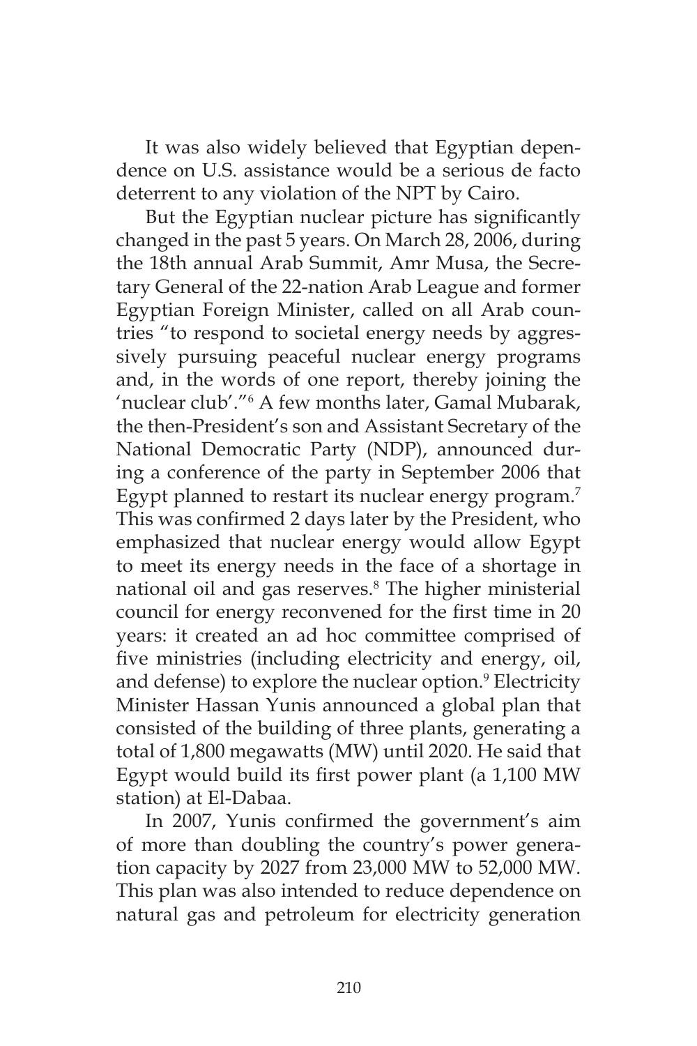It was also widely believed that Egyptian dependence on U.S. assistance would be a serious de facto deterrent to any violation of the NPT by Cairo.

But the Egyptian nuclear picture has significantly changed in the past 5 years. On March 28, 2006, during the 18th annual Arab Summit, Amr Musa, the Secretary General of the 22-nation Arab League and former Egyptian Foreign Minister, called on all Arab countries "to respond to societal energy needs by aggressively pursuing peaceful nuclear energy programs and, in the words of one report, thereby joining the 'nuclear club'."[6] A few months later, Gamal Mubarak, the then-President's son and Assistant Secretary of the National Democratic Party (NDP), announced during a conference of the party in September 2006 that Egypt planned to restart its nuclear energy program.[7] This was confirmed 2 days later by the President, who emphasized that nuclear energy would allow Egypt to meet its energy needs in the face of a shortage in national oil and gas reserves.[8] The higher ministerial council for energy reconvened for the first time in 20 years: it created an ad hoc committee comprised of five ministries (including electricity and energy, oil, and defense) to explore the nuclear option.[9] Electricity Minister Hassan Yunis announced a global plan that consisted of the building of three plants, generating a total of 1,800 megawatts (MW) until 2020. He said that Egypt would build its first power plant (a 1,100 MW station) at El-Dabaa.

In 2007, Yunis confirmed the government's aim of more than doubling the country's power generation capacity by 2027 from 23,000 MW to 52,000 MW. This plan was also intended to reduce dependence on natural gas and petroleum for electricity generation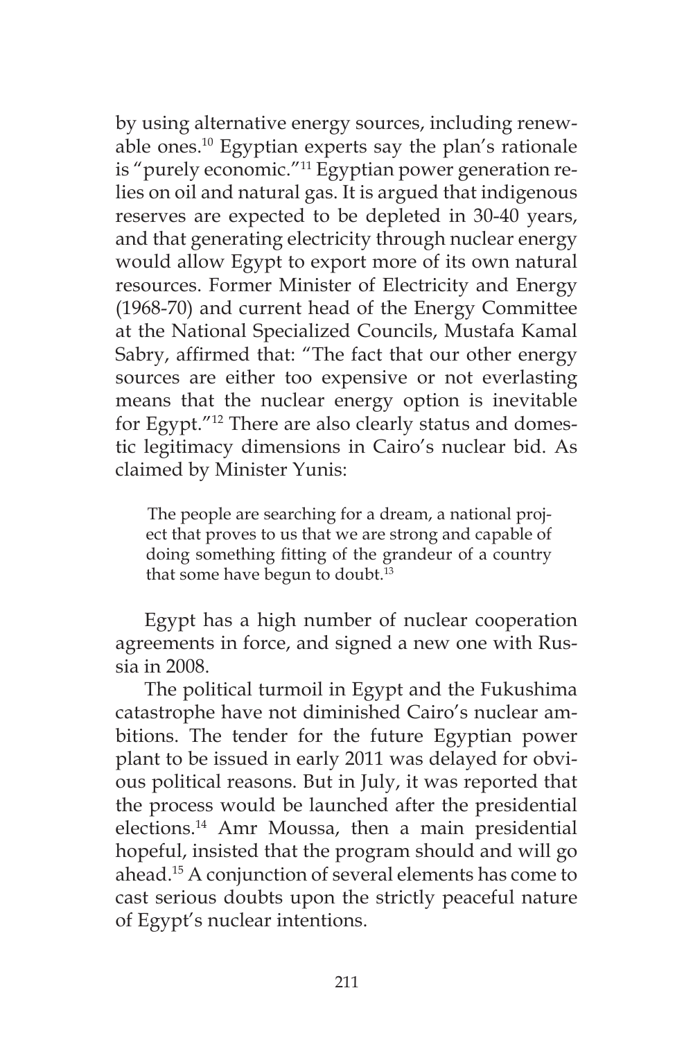by using alternative energy sources, including renewable ones.[10] Egyptian experts say the plan's rationale is "purely economic."[11] Egyptian power generation relies on oil and natural gas. It is argued that indigenous reserves are expected to be depleted in 30-40 years, and that generating electricity through nuclear energy would allow Egypt to export more of its own natural resources. Former Minister of Electricity and Energy (1968-70) and current head of the Energy Committee at the National Specialized Councils, Mustafa Kamal Sabry, affirmed that: "The fact that our other energy sources are either too expensive or not everlasting means that the nuclear energy option is inevitable for Egypt."[12] There are also clearly status and domestic legitimacy dimensions in Cairo's nuclear bid. As claimed by Minister Yunis:

> The people are searching for a dream, a national project that proves to us that we are strong and capable of doing something fitting of the grandeur of a country that some have begun to doubt.[13]

Egypt has a high number of nuclear cooperation agreements in force, and signed a new one with Russia in 2008.

The political turmoil in Egypt and the Fukushima catastrophe have not diminished Cairo's nuclear ambitions. The tender for the future Egyptian power plant to be issued in early 2011 was delayed for obvious political reasons. But in July, it was reported that the process would be launched after the presidential elections.[14] Amr Moussa, then a main presidential hopeful, insisted that the program should and will go ahead.[15] A conjunction of several elements has come to cast serious doubts upon the strictly peaceful nature of Egypt's nuclear intentions.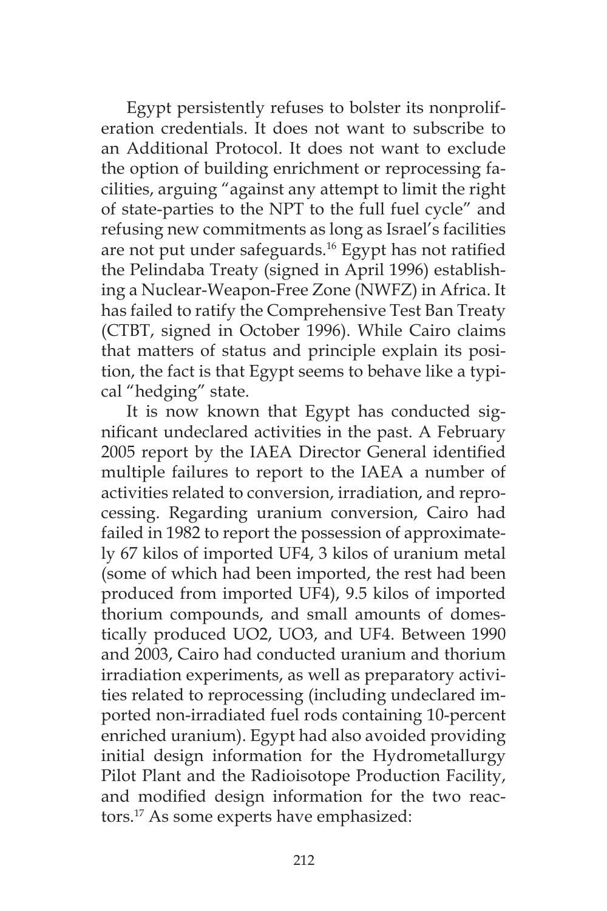Egypt persistently refuses to bolster its nonproliferation credentials. It does not want to subscribe to an Additional Protocol. It does not want to exclude the option of building enrichment or reprocessing facilities, arguing "against any attempt to limit the right of state-parties to the NPT to the full fuel cycle" and refusing new commitments as long as Israel's facilities are not put under safeguards.[16] Egypt has not ratified the Pelindaba Treaty (signed in April 1996) establishing a Nuclear-Weapon-Free Zone (NWFZ) in Africa. It has failed to ratify the Comprehensive Test Ban Treaty (CTBT, signed in October 1996). While Cairo claims that matters of status and principle explain its position, the fact is that Egypt seems to behave like a typical "hedging" state.

It is now known that Egypt has conducted significant undeclared activities in the past. A February 2005 report by the IAEA Director General identified multiple failures to report to the IAEA a number of activities related to conversion, irradiation, and reprocessing. Regarding uranium conversion, Cairo had failed in 1982 to report the possession of approximately 67 kilos of imported $UF_4$, 3 kilos of uranium metal (some of which had been imported, the rest had been produced from imported $UF_4$), 9.5 kilos of imported thorium compounds, and small amounts of domestically produced $UO_2$, $UO_3$, and $UF_4$. Between 1990 and 2003, Cairo had conducted uranium and thorium irradiation experiments, as well as preparatory activities related to reprocessing (including undeclared imported non-irradiated fuel rods containing 10-percent enriched uranium). Egypt had also avoided providing initial design information for the Hydrometallurgy Pilot Plant and the Radioisotope Production Facility, and modified design information for the two reactors.[17] As some experts have emphasized: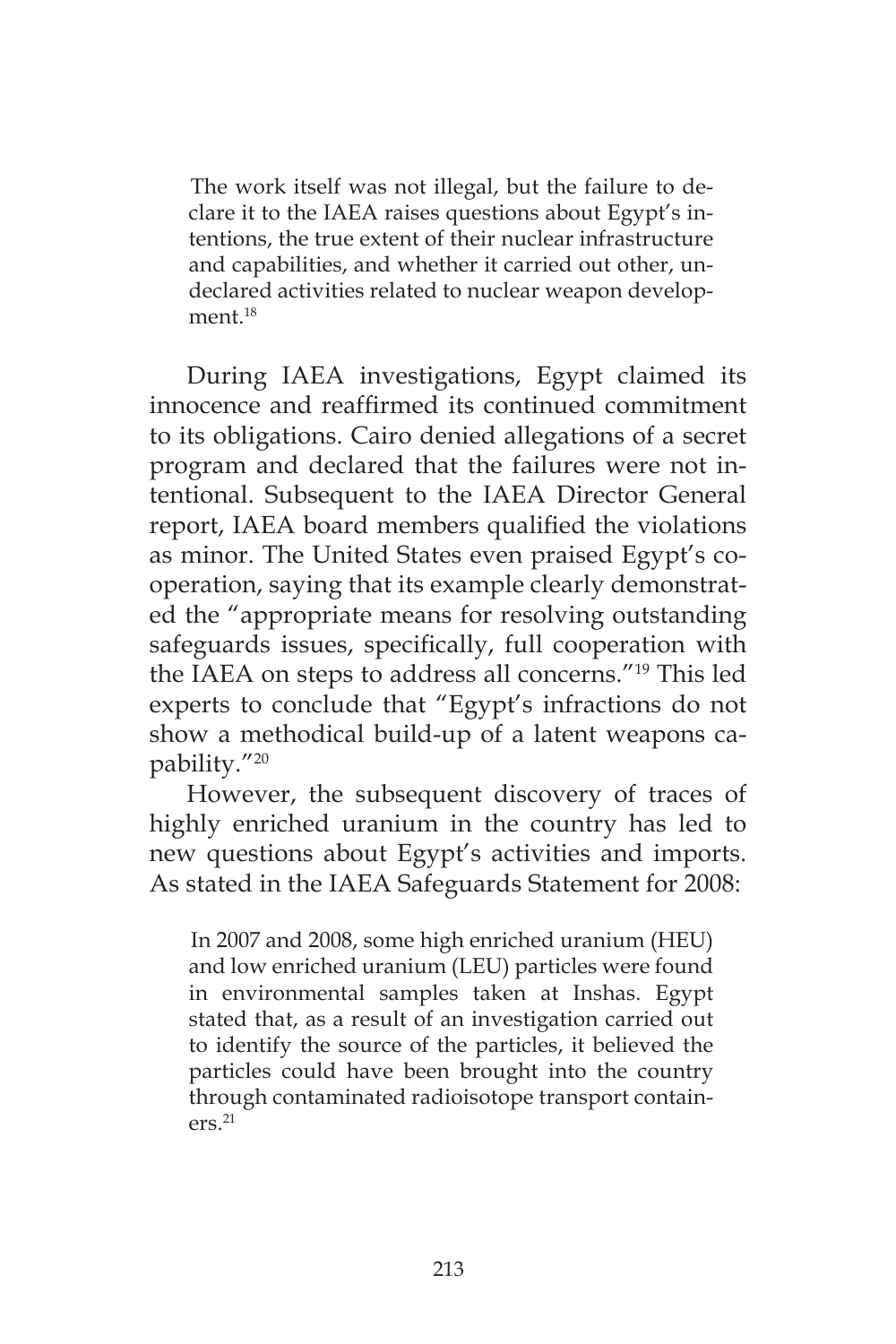> The work itself was not illegal, but the failure to declare it to the IAEA raises questions about Egypt's intentions, the true extent of their nuclear infrastructure and capabilities, and whether it carried out other, undeclared activities related to nuclear weapon development.[18]

During IAEA investigations, Egypt claimed its innocence and reaffirmed its continued commitment to its obligations. Cairo denied allegations of a secret program and declared that the failures were not intentional. Subsequent to the IAEA Director General report, IAEA board members qualified the violations as minor. The United States even praised Egypt's cooperation, saying that its example clearly demonstrated the "appropriate means for resolving outstanding safeguards issues, specifically, full cooperation with the IAEA on steps to address all concerns."[19] This led experts to conclude that "Egypt's infractions do not show a methodical build-up of a latent weapons capability."[20]

However, the subsequent discovery of traces of highly enriched uranium in the country has led to new questions about Egypt's activities and imports. As stated in the IAEA Safeguards Statement for 2008:

> In 2007 and 2008, some high enriched uranium (HEU) and low enriched uranium (LEU) particles were found in environmental samples taken at Inshas. Egypt stated that, as a result of an investigation carried out to identify the source of the particles, it believed the particles could have been brought into the country through contaminated radioisotope transport containers.[21]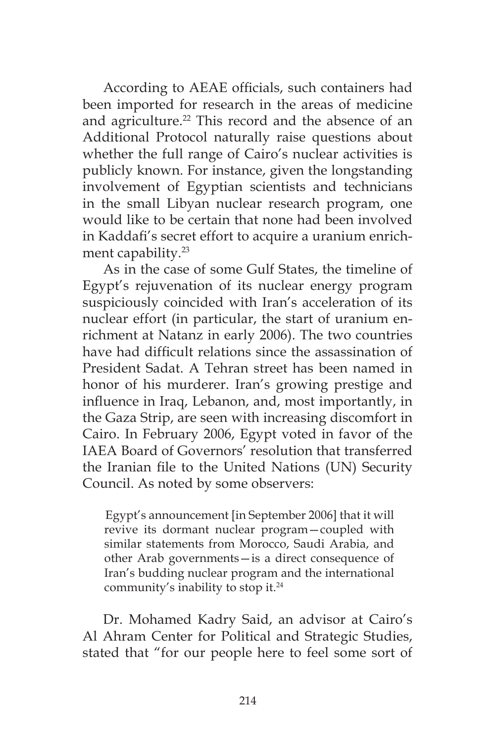According to AEAE officials, such containers had been imported for research in the areas of medicine and agriculture.[22] This record and the absence of an Additional Protocol naturally raise questions about whether the full range of Cairo's nuclear activities is publicly known. For instance, given the longstanding involvement of Egyptian scientists and technicians in the small Libyan nuclear research program, one would like to be certain that none had been involved in Kaddafi's secret effort to acquire a uranium enrichment capability.[23]

As in the case of some Gulf States, the timeline of Egypt's rejuvenation of its nuclear energy program suspiciously coincided with Iran's acceleration of its nuclear effort (in particular, the start of uranium enrichment at Natanz in early 2006). The two countries have had difficult relations since the assassination of President Sadat. A Tehran street has been named in honor of his murderer. Iran's growing prestige and influence in Iraq, Lebanon, and, most importantly, in the Gaza Strip, are seen with increasing discomfort in Cairo. In February 2006, Egypt voted in favor of the IAEA Board of Governors' resolution that transferred the Iranian file to the United Nations (UN) Security Council. As noted by some observers:

> Egypt's announcement [in September 2006] that it will revive its dormant nuclear program—coupled with similar statements from Morocco, Saudi Arabia, and other Arab governments—is a direct consequence of Iran's budding nuclear program and the international community's inability to stop it.[24]

Dr. Mohamed Kadry Said, an advisor at Cairo's Al Ahram Center for Political and Strategic Studies, stated that "for our people here to feel some sort of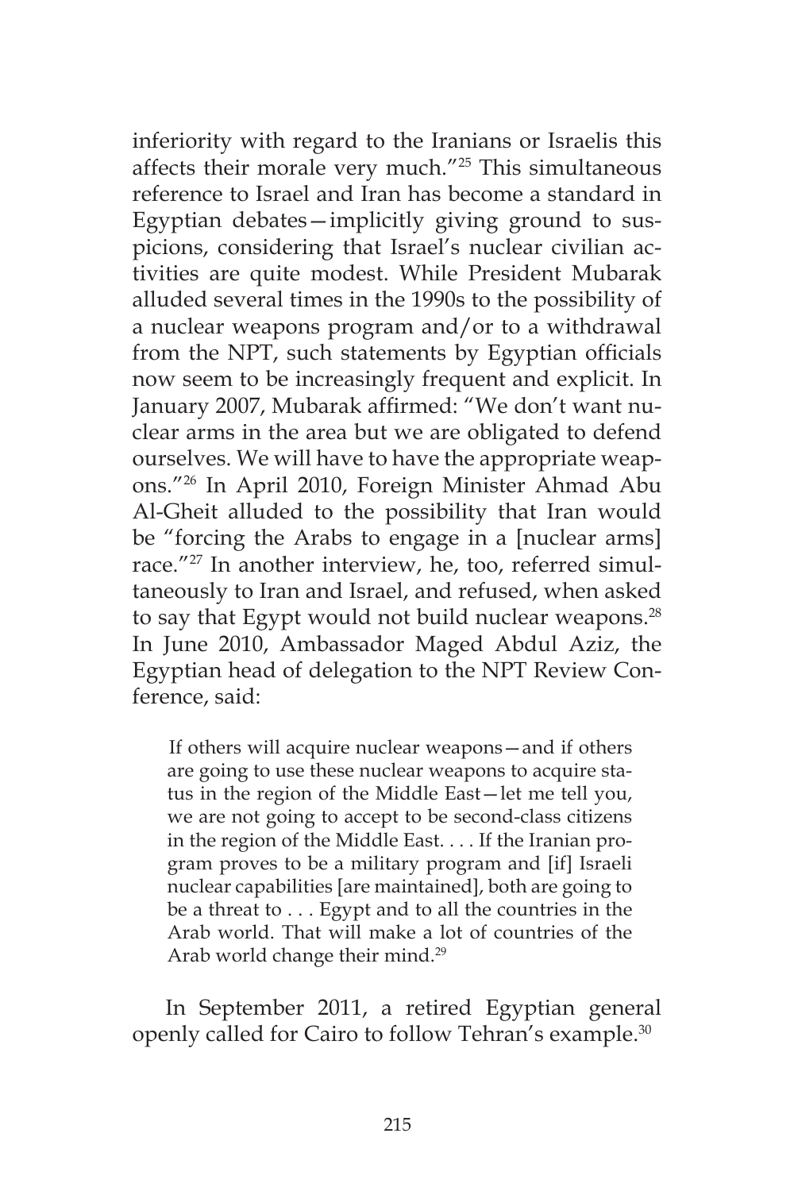inferiority with regard to the Iranians or Israelis this affects their morale very much."[25] This simultaneous reference to Israel and Iran has become a standard in Egyptian debates—implicitly giving ground to suspicions, considering that Israel's nuclear civilian activities are quite modest. While President Mubarak alluded several times in the 1990s to the possibility of a nuclear weapons program and/or to a withdrawal from the NPT, such statements by Egyptian officials now seem to be increasingly frequent and explicit. In January 2007, Mubarak affirmed: "We don't want nuclear arms in the area but we are obligated to defend ourselves. We will have to have the appropriate weapons."[26] In April 2010, Foreign Minister Ahmad Abu Al-Gheit alluded to the possibility that Iran would be "forcing the Arabs to engage in a [nuclear arms] race."[27] In another interview, he, too, referred simultaneously to Iran and Israel, and refused, when asked to say that Egypt would not build nuclear weapons.[28] In June 2010, Ambassador Maged Abdul Aziz, the Egyptian head of delegation to the NPT Review Conference, said:

> If others will acquire nuclear weapons—and if others are going to use these nuclear weapons to acquire status in the region of the Middle East—let me tell you, we are not going to accept to be second-class citizens in the region of the Middle East. . . . If the Iranian program proves to be a military program and [if] Israeli nuclear capabilities [are maintained], both are going to be a threat to . . . Egypt and to all the countries in the Arab world. That will make a lot of countries of the Arab world change their mind.[29]

In September 2011, a retired Egyptian general openly called for Cairo to follow Tehran's example.[30]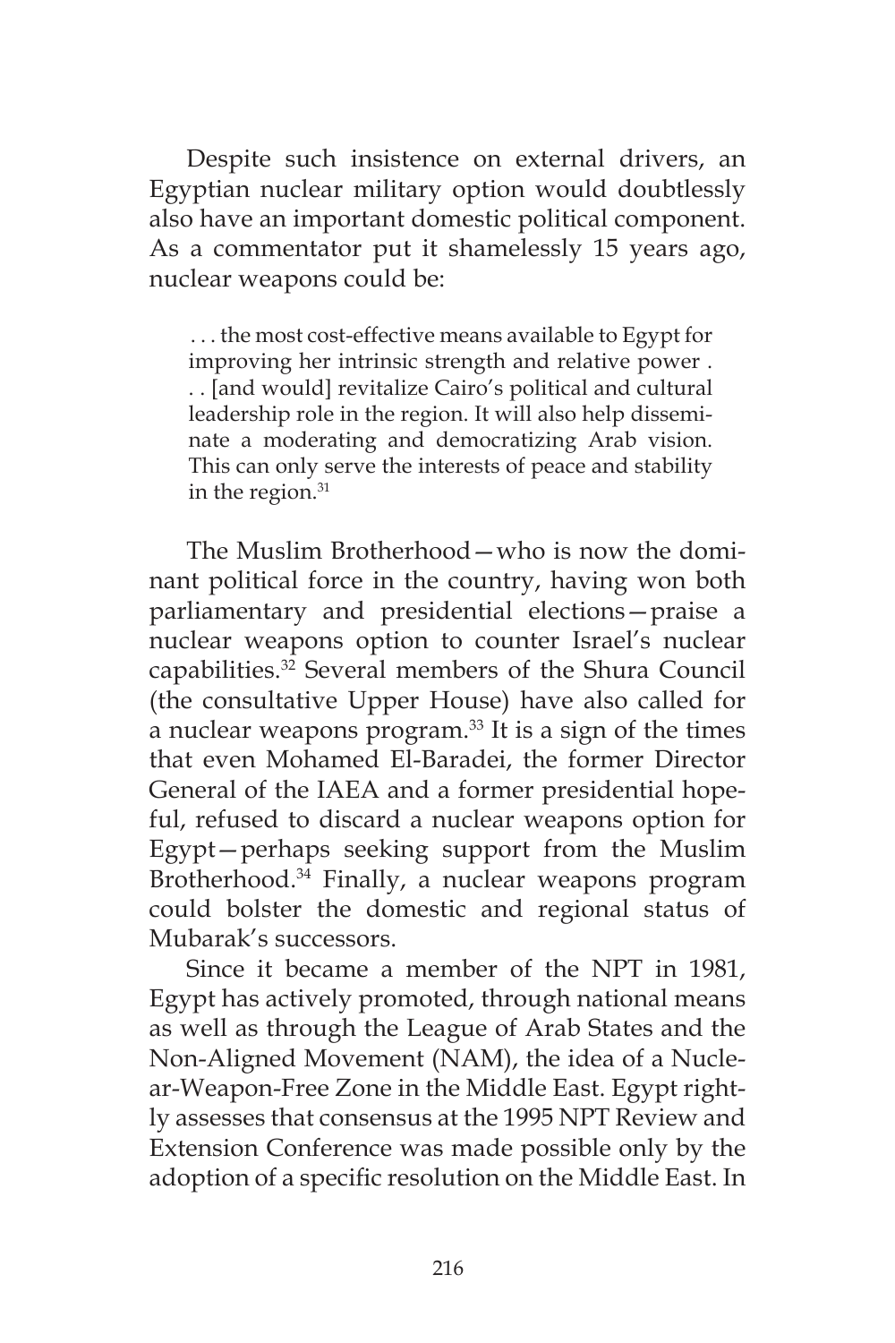Despite such insistence on external drivers, an Egyptian nuclear military option would doubtlessly also have an important domestic political component. As a commentator put it shamelessly 15 years ago, nuclear weapons could be:

> . . . the most cost-effective means available to Egypt for improving her intrinsic strength and relative power . . . [and would] revitalize Cairo's political and cultural leadership role in the region. It will also help disseminate a moderating and democratizing Arab vision. This can only serve the interests of peace and stability in the region.[31]

The Muslim Brotherhood—who is now the dominant political force in the country, having won both parliamentary and presidential elections—praise a nuclear weapons option to counter Israel's nuclear capabilities.[32] Several members of the Shura Council (the consultative Upper House) have also called for a nuclear weapons program.[33] It is a sign of the times that even Mohamed El-Baradei, the former Director General of the IAEA and a former presidential hopeful, refused to discard a nuclear weapons option for Egypt—perhaps seeking support from the Muslim Brotherhood.[34] Finally, a nuclear weapons program could bolster the domestic and regional status of Mubarak's successors.

Since it became a member of the NPT in 1981, Egypt has actively promoted, through national means as well as through the League of Arab States and the Non-Aligned Movement (NAM), the idea of a Nuclear-Weapon-Free Zone in the Middle East. Egypt rightly assesses that consensus at the 1995 NPT Review and Extension Conference was made possible only by the adoption of a specific resolution on the Middle East. In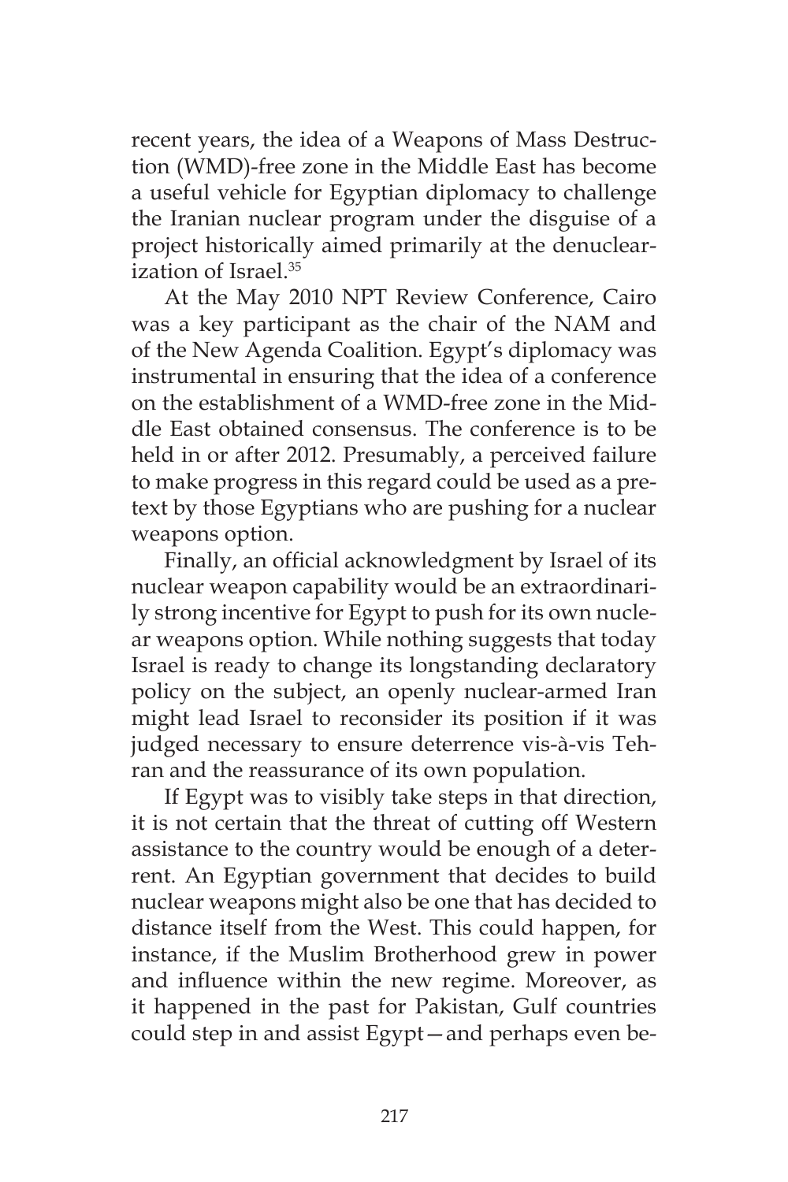recent years, the idea of a Weapons of Mass Destruction (WMD)-free zone in the Middle East has become a useful vehicle for Egyptian diplomacy to challenge the Iranian nuclear program under the disguise of a project historically aimed primarily at the denuclearization of Israel.[35]

At the May 2010 NPT Review Conference, Cairo was a key participant as the chair of the NAM and of the New Agenda Coalition. Egypt's diplomacy was instrumental in ensuring that the idea of a conference on the establishment of a WMD-free zone in the Middle East obtained consensus. The conference is to be held in or after 2012. Presumably, a perceived failure to make progress in this regard could be used as a pretext by those Egyptians who are pushing for a nuclear weapons option.

Finally, an official acknowledgment by Israel of its nuclear weapon capability would be an extraordinarily strong incentive for Egypt to push for its own nuclear weapons option. While nothing suggests that today Israel is ready to change its longstanding declaratory policy on the subject, an openly nuclear-armed Iran might lead Israel to reconsider its position if it was judged necessary to ensure deterrence vis-à-vis Tehran and the reassurance of its own population.

If Egypt was to visibly take steps in that direction, it is not certain that the threat of cutting off Western assistance to the country would be enough of a deterrent. An Egyptian government that decides to build nuclear weapons might also be one that has decided to distance itself from the West. This could happen, for instance, if the Muslim Brotherhood grew in power and influence within the new regime. Moreover, as it happened in the past for Pakistan, Gulf countries could step in and assist Egypt—and perhaps even be-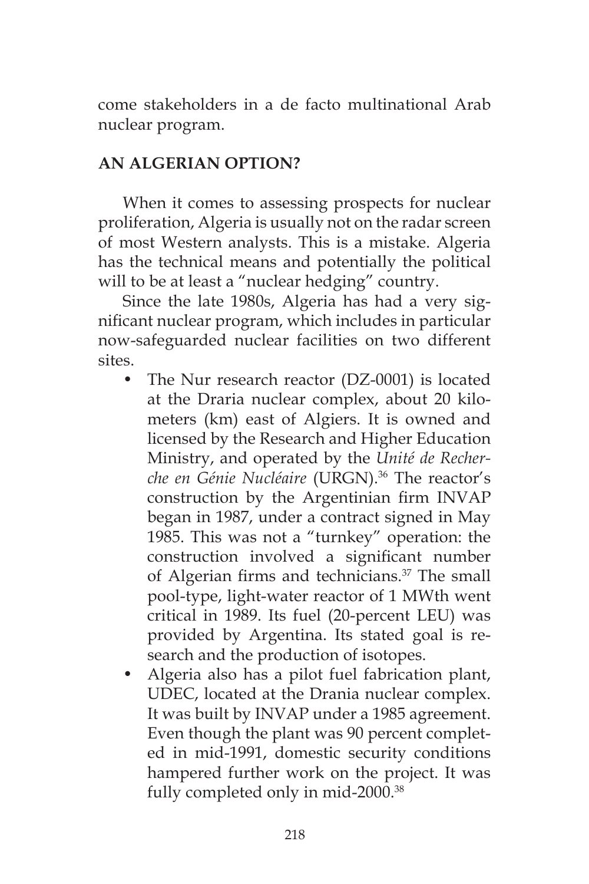come stakeholders in a de facto multinational Arab nuclear program.

## AN ALGERIAN OPTION?

When it comes to assessing prospects for nuclear proliferation, Algeria is usually not on the radar screen of most Western analysts. This is a mistake. Algeria has the technical means and potentially the political will to be at least a "nuclear hedging" country.

Since the late 1980s, Algeria has had a very significant nuclear program, which includes in particular now-safeguarded nuclear facilities on two different sites.

- The Nur research reactor (DZ-0001) is located at the Draria nuclear complex, about 20 kilometers (km) east of Algiers. It is owned and licensed by the Research and Higher Education Ministry, and operated by the *Unité de Recherche en Génie Nucléaire* (URGN).[36] The reactor's construction by the Argentinian firm INVAP began in 1987, under a contract signed in May 1985. This was not a "turnkey" operation: the construction involved a significant number of Algerian firms and technicians.[37] The small pool-type, light-water reactor of 1 MWth went critical in 1989. Its fuel (20-percent LEU) was provided by Argentina. Its stated goal is research and the production of isotopes.
- Algeria also has a pilot fuel fabrication plant, UDEC, located at the Drania nuclear complex. It was built by INVAP under a 1985 agreement. Even though the plant was 90 percent completed in mid-1991, domestic security conditions hampered further work on the project. It was fully completed only in mid-2000.[38]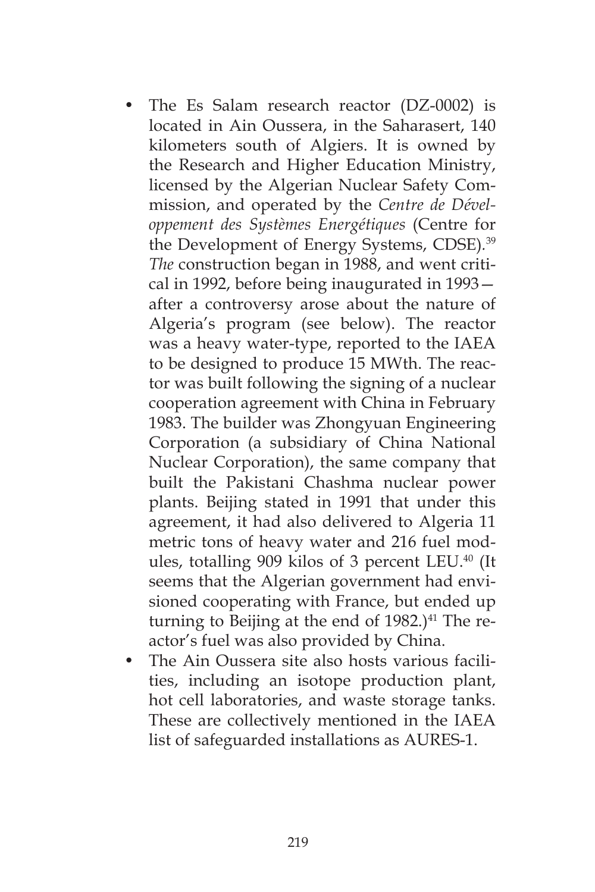- The Es Salam research reactor (DZ-0002) is located in Ain Oussera, in the Saharasert, 140 kilometers south of Algiers. It is owned by the Research and Higher Education Ministry, licensed by the Algerian Nuclear Safety Commission, and operated by the *Centre de Développement des Systèmes Energétiques* (Centre for the Development of Energy Systems, CDSE).[39] *The* construction began in 1988, and went critical in 1992, before being inaugurated in 1993—after a controversy arose about the nature of Algeria's program (see below). The reactor was a heavy water-type, reported to the IAEA to be designed to produce 15 MWth. The reactor was built following the signing of a nuclear cooperation agreement with China in February 1983. The builder was Zhongyuan Engineering Corporation (a subsidiary of China National Nuclear Corporation), the same company that built the Pakistani Chashma nuclear power plants. Beijing stated in 1991 that under this agreement, it had also delivered to Algeria 11 metric tons of heavy water and 216 fuel modules, totalling 909 kilos of 3 percent LEU.[40] (It seems that the Algerian government had envisioned cooperating with France, but ended up turning to Beijing at the end of 1982.)[41] The reactor's fuel was also provided by China.
- The Ain Oussera site also hosts various facilities, including an isotope production plant, hot cell laboratories, and waste storage tanks. These are collectively mentioned in the IAEA list of safeguarded installations as AURES-1.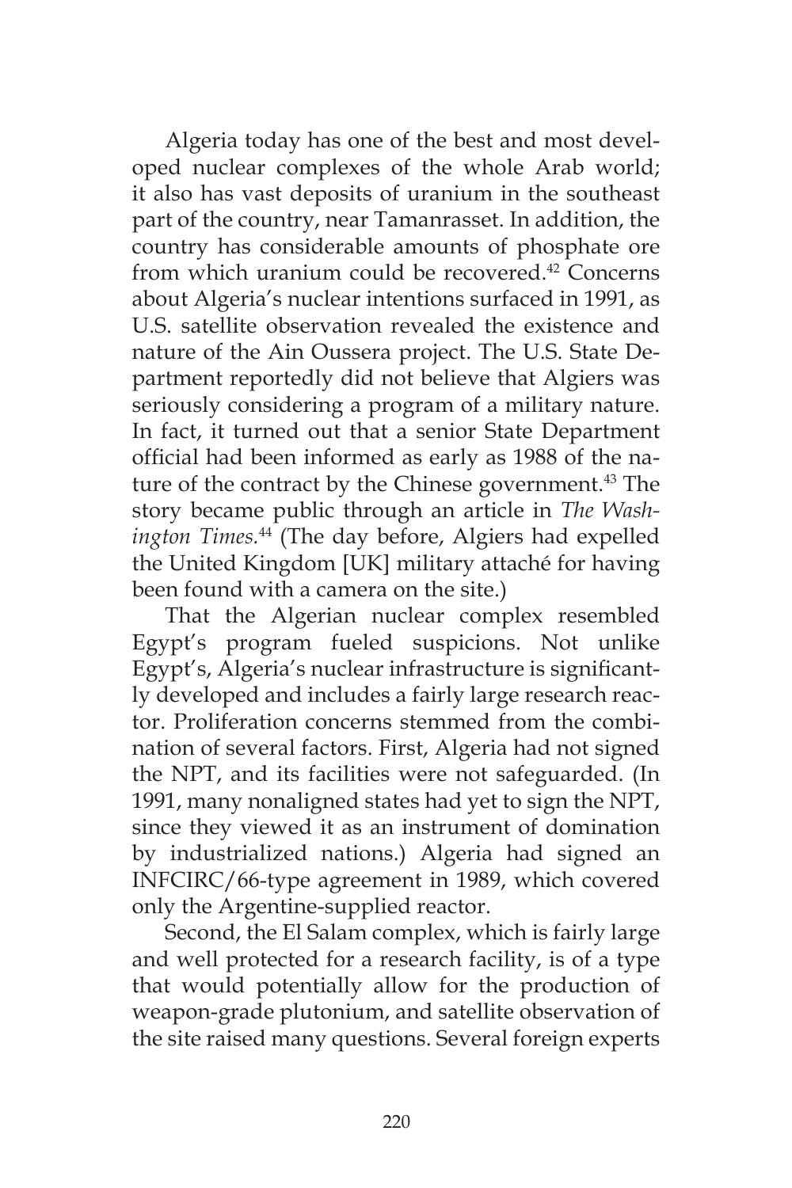Algeria today has one of the best and most developed nuclear complexes of the whole Arab world; it also has vast deposits of uranium in the southeast part of the country, near Tamanrasset. In addition, the country has considerable amounts of phosphate ore from which uranium could be recovered.[42] Concerns about Algeria's nuclear intentions surfaced in 1991, as U.S. satellite observation revealed the existence and nature of the Ain Oussera project. The U.S. State Department reportedly did not believe that Algiers was seriously considering a program of a military nature. In fact, it turned out that a senior State Department official had been informed as early as 1988 of the nature of the contract by the Chinese government.[43] The story became public through an article in *The Washington Times*.[44] (The day before, Algiers had expelled the United Kingdom [UK] military attaché for having been found with a camera on the site.)

That the Algerian nuclear complex resembled Egypt's program fueled suspicions. Not unlike Egypt's, Algeria's nuclear infrastructure is significantly developed and includes a fairly large research reactor. Proliferation concerns stemmed from the combination of several factors. First, Algeria had not signed the NPT, and its facilities were not safeguarded. (In 1991, many nonaligned states had yet to sign the NPT, since they viewed it as an instrument of domination by industrialized nations.) Algeria had signed an INFCIRC/66-type agreement in 1989, which covered only the Argentine-supplied reactor.

Second, the El Salam complex, which is fairly large and well protected for a research facility, is of a type that would potentially allow for the production of weapon-grade plutonium, and satellite observation of the site raised many questions. Several foreign experts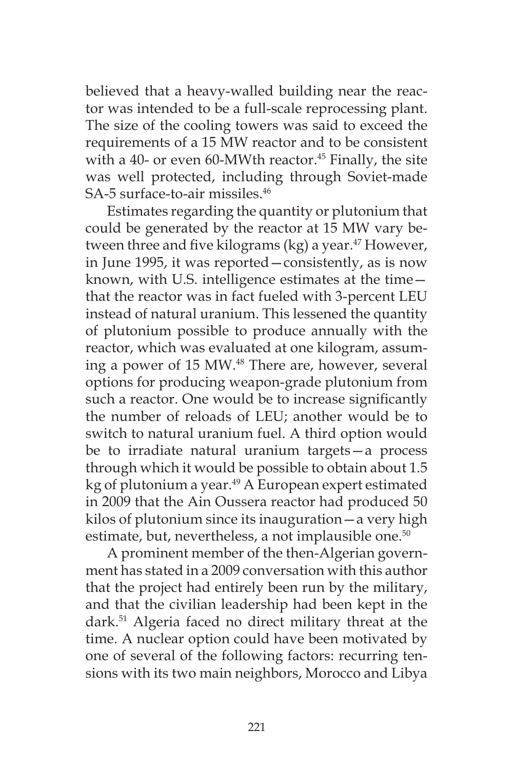believed that a heavy-walled building near the reactor was intended to be a full-scale reprocessing plant. The size of the cooling towers was said to exceed the requirements of a 15 MW reactor and to be consistent with a 40- or even 60-MWth reactor.[45] Finally, the site was well protected, including through Soviet-made SA-5 surface-to-air missiles.[46]

Estimates regarding the quantity or plutonium that could be generated by the reactor at 15 MW vary between three and five kilograms (kg) a year.[47] However, in June 1995, it was reported—consistently, as is now known, with U.S. intelligence estimates at the time—that the reactor was in fact fueled with 3-percent LEU instead of natural uranium. This lessened the quantity of plutonium possible to produce annually with the reactor, which was evaluated at one kilogram, assuming a power of 15 MW.[48] There are, however, several options for producing weapon-grade plutonium from such a reactor. One would be to increase significantly the number of reloads of LEU; another would be to switch to natural uranium fuel. A third option would be to irradiate natural uranium targets—a process through which it would be possible to obtain about 1.5 kg of plutonium a year.[49] A European expert estimated in 2009 that the Ain Oussera reactor had produced 50 kilos of plutonium since its inauguration—a very high estimate, but, nevertheless, a not implausible one.[50]

A prominent member of the then-Algerian government has stated in a 2009 conversation with this author that the project had entirely been run by the military, and that the civilian leadership had been kept in the dark.[51] Algeria faced no direct military threat at the time. A nuclear option could have been motivated by one of several of the following factors: recurring tensions with its two main neighbors, Morocco and Libya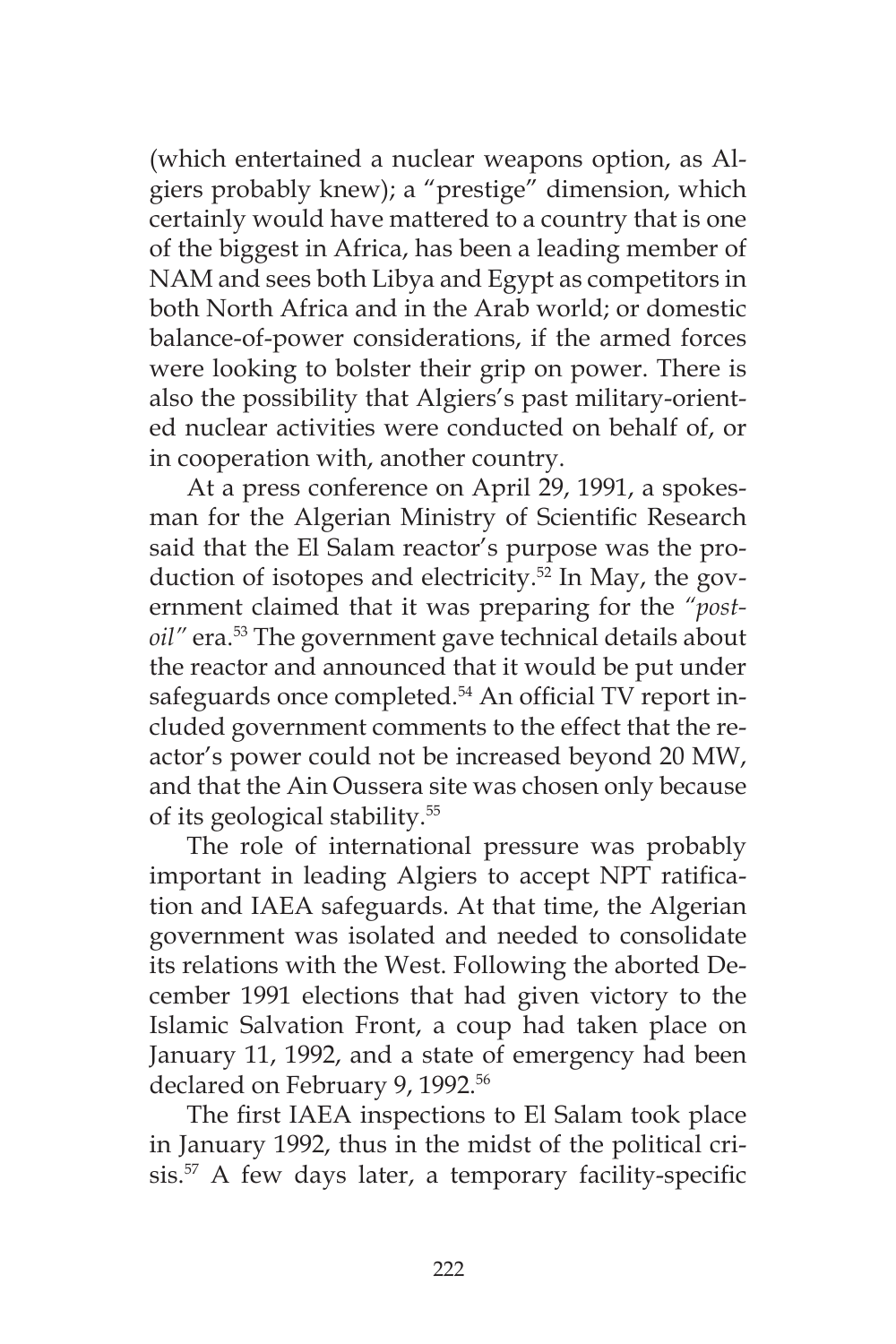(which entertained a nuclear weapons option, as Algiers probably knew); a "prestige" dimension, which certainly would have mattered to a country that is one of the biggest in Africa, has been a leading member of NAM and sees both Libya and Egypt as competitors in both North Africa and in the Arab world; or domestic balance-of-power considerations, if the armed forces were looking to bolster their grip on power. There is also the possibility that Algiers's past military-oriented nuclear activities were conducted on behalf of, or in cooperation with, another country.

At a press conference on April 29, 1991, a spokesman for the Algerian Ministry of Scientific Research said that the El Salam reactor's purpose was the production of isotopes and electricity.[52] In May, the government claimed that it was preparing for the *"post-oil"* era.[53] The government gave technical details about the reactor and announced that it would be put under safeguards once completed.[54] An official TV report included government comments to the effect that the reactor's power could not be increased beyond 20 MW, and that the Ain Oussera site was chosen only because of its geological stability.[55]

The role of international pressure was probably important in leading Algiers to accept NPT ratification and IAEA safeguards. At that time, the Algerian government was isolated and needed to consolidate its relations with the West. Following the aborted December 1991 elections that had given victory to the Islamic Salvation Front, a coup had taken place on January 11, 1992, and a state of emergency had been declared on February 9, 1992.[56]

The first IAEA inspections to El Salam took place in January 1992, thus in the midst of the political crisis.[57] A few days later, a temporary facility-specific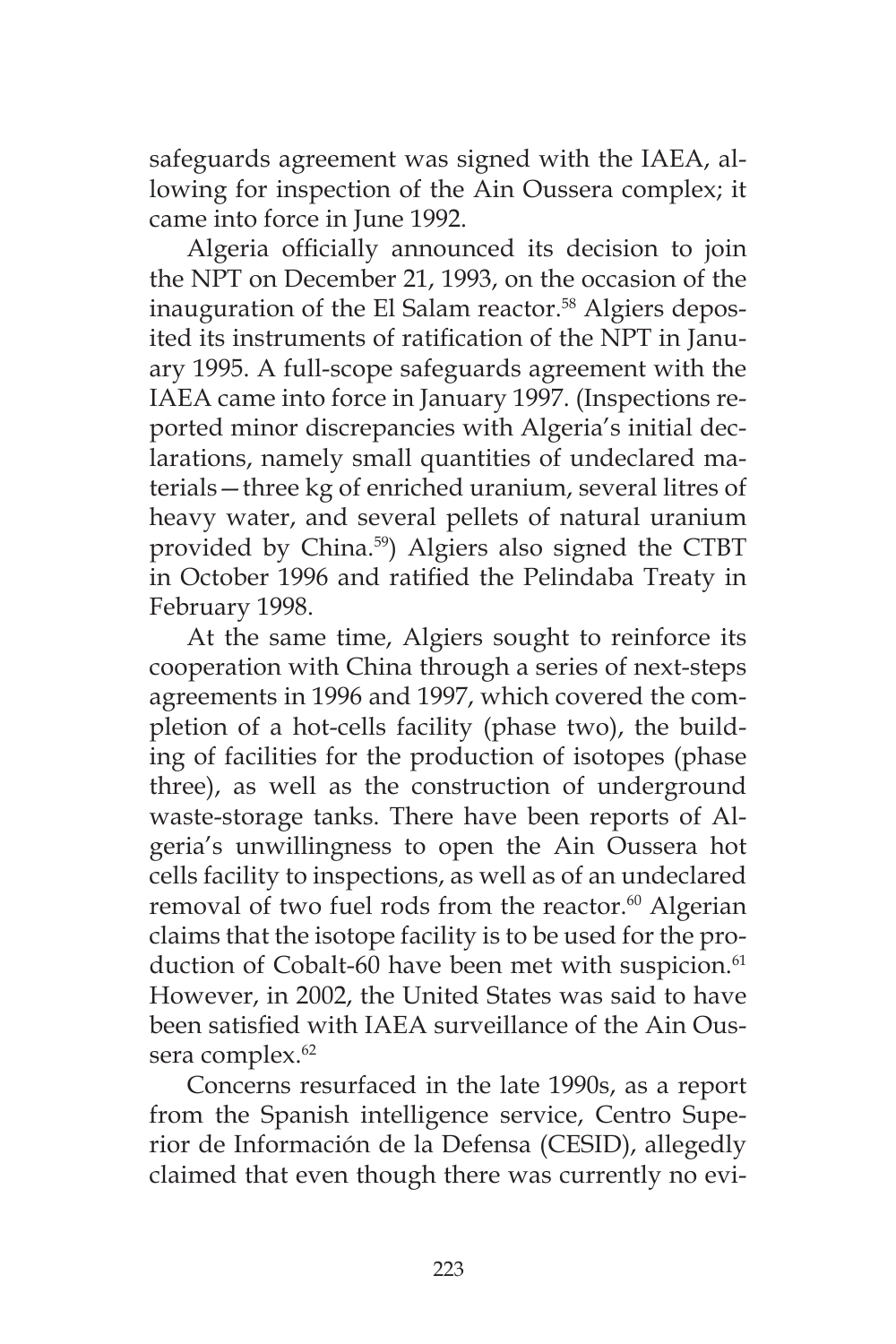safeguards agreement was signed with the IAEA, allowing for inspection of the Ain Oussera complex; it came into force in June 1992.

Algeria officially announced its decision to join the NPT on December 21, 1993, on the occasion of the inauguration of the El Salam reactor.[58] Algiers deposited its instruments of ratification of the NPT in January 1995. A full-scope safeguards agreement with the IAEA came into force in January 1997. (Inspections reported minor discrepancies with Algeria's initial declarations, namely small quantities of undeclared materials—three kg of enriched uranium, several litres of heavy water, and several pellets of natural uranium provided by China.[59]) Algiers also signed the CTBT in October 1996 and ratified the Pelindaba Treaty in February 1998.

At the same time, Algiers sought to reinforce its cooperation with China through a series of next-steps agreements in 1996 and 1997, which covered the completion of a hot-cells facility (phase two), the building of facilities for the production of isotopes (phase three), as well as the construction of underground waste-storage tanks. There have been reports of Algeria's unwillingness to open the Ain Oussera hot cells facility to inspections, as well as of an undeclared removal of two fuel rods from the reactor.[60] Algerian claims that the isotope facility is to be used for the production of Cobalt-60 have been met with suspicion.[61] However, in 2002, the United States was said to have been satisfied with IAEA surveillance of the Ain Oussera complex.[62]

Concerns resurfaced in the late 1990s, as a report from the Spanish intelligence service, Centro Superior de Información de la Defensa (CESID), allegedly claimed that even though there was currently no evi-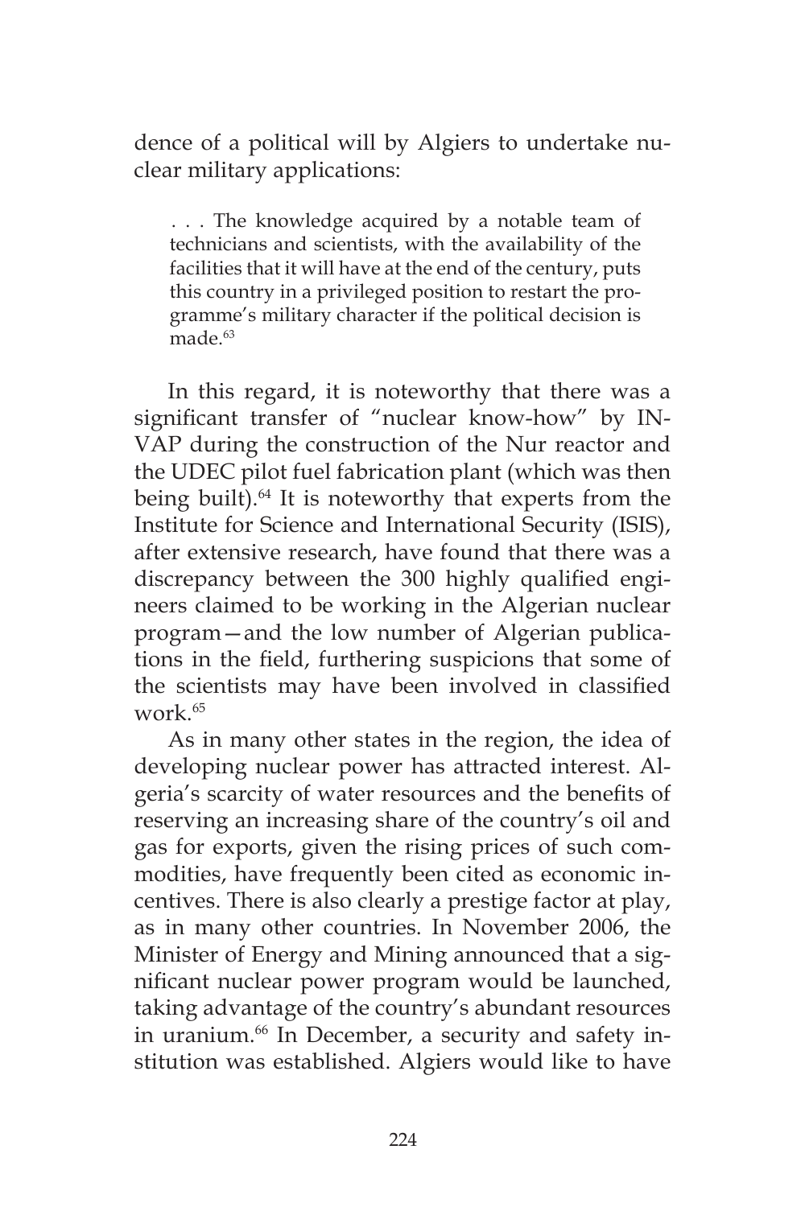dence of a political will by Algiers to undertake nuclear military applications:

> . . . The knowledge acquired by a notable team of technicians and scientists, with the availability of the facilities that it will have at the end of the century, puts this country in a privileged position to restart the programme's military character if the political decision is made.[63]

In this regard, it is noteworthy that there was a significant transfer of "nuclear know-how" by INVAP during the construction of the Nur reactor and the UDEC pilot fuel fabrication plant (which was then being built).[64] It is noteworthy that experts from the Institute for Science and International Security (ISIS), after extensive research, have found that there was a discrepancy between the 300 highly qualified engineers claimed to be working in the Algerian nuclear program—and the low number of Algerian publications in the field, furthering suspicions that some of the scientists may have been involved in classified work.[65]

As in many other states in the region, the idea of developing nuclear power has attracted interest. Algeria's scarcity of water resources and the benefits of reserving an increasing share of the country's oil and gas for exports, given the rising prices of such commodities, have frequently been cited as economic incentives. There is also clearly a prestige factor at play, as in many other countries. In November 2006, the Minister of Energy and Mining announced that a significant nuclear power program would be launched, taking advantage of the country's abundant resources in uranium.[66] In December, a security and safety institution was established. Algiers would like to have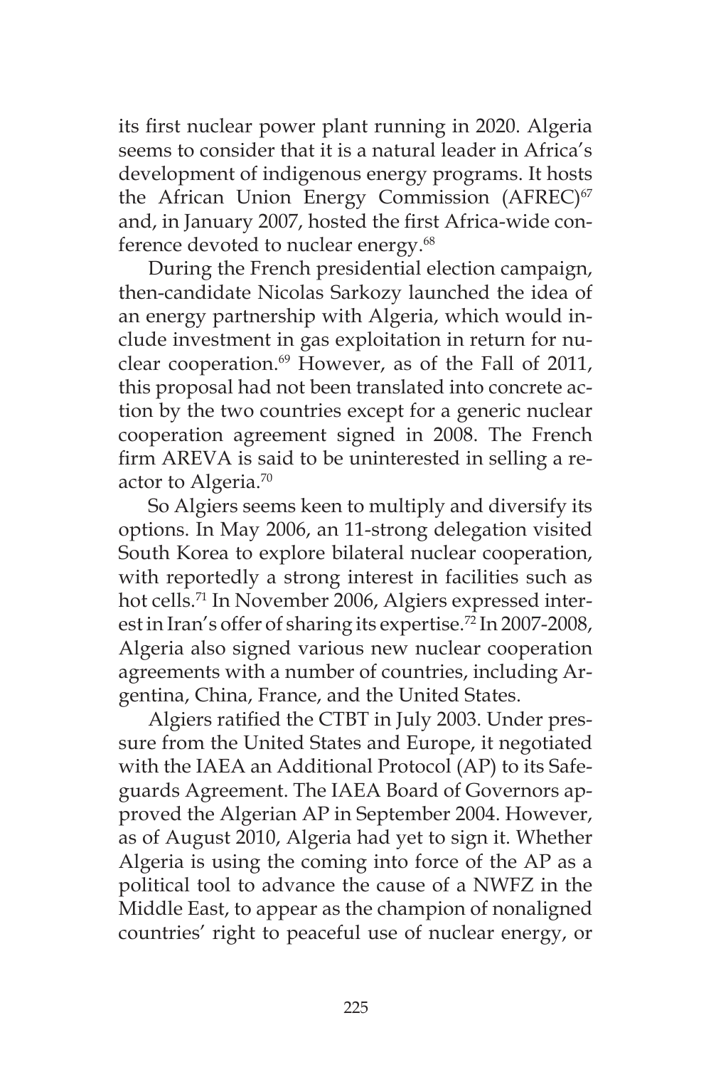its first nuclear power plant running in 2020. Algeria seems to consider that it is a natural leader in Africa's development of indigenous energy programs. It hosts the African Union Energy Commission (AFREC)[67] and, in January 2007, hosted the first Africa-wide conference devoted to nuclear energy.[68]

During the French presidential election campaign, then-candidate Nicolas Sarkozy launched the idea of an energy partnership with Algeria, which would include investment in gas exploitation in return for nuclear cooperation.[69] However, as of the Fall of 2011, this proposal had not been translated into concrete action by the two countries except for a generic nuclear cooperation agreement signed in 2008. The French firm AREVA is said to be uninterested in selling a reactor to Algeria.[70]

So Algiers seems keen to multiply and diversify its options. In May 2006, an 11-strong delegation visited South Korea to explore bilateral nuclear cooperation, with reportedly a strong interest in facilities such as hot cells.[71] In November 2006, Algiers expressed interest in Iran's offer of sharing its expertise.[72] In 2007-2008, Algeria also signed various new nuclear cooperation agreements with a number of countries, including Argentina, China, France, and the United States.

Algiers ratified the CTBT in July 2003. Under pressure from the United States and Europe, it negotiated with the IAEA an Additional Protocol (AP) to its Safeguards Agreement. The IAEA Board of Governors approved the Algerian AP in September 2004. However, as of August 2010, Algeria had yet to sign it. Whether Algeria is using the coming into force of the AP as a political tool to advance the cause of a NWFZ in the Middle East, to appear as the champion of nonaligned countries' right to peaceful use of nuclear energy, or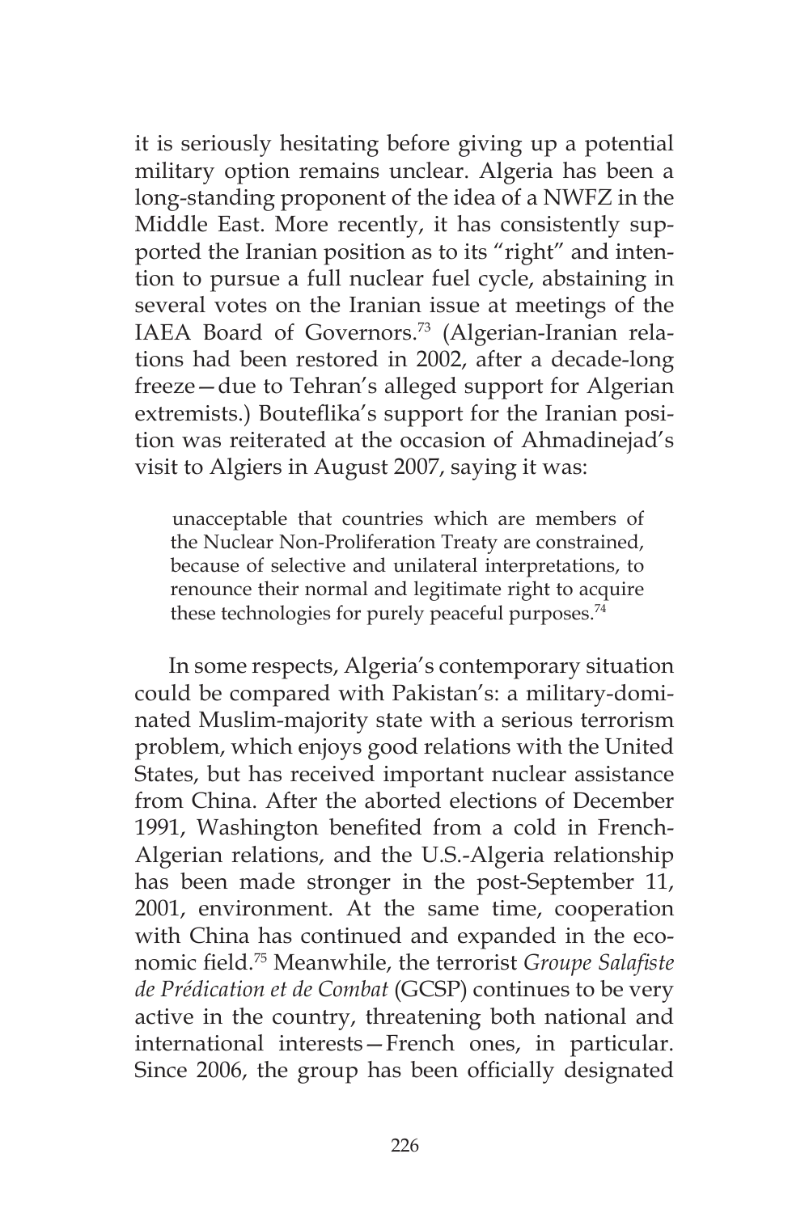it is seriously hesitating before giving up a potential military option remains unclear. Algeria has been a long-standing proponent of the idea of a NWFZ in the Middle East. More recently, it has consistently supported the Iranian position as to its "right" and intention to pursue a full nuclear fuel cycle, abstaining in several votes on the Iranian issue at meetings of the IAEA Board of Governors.[73] (Algerian-Iranian relations had been restored in 2002, after a decade-long freeze—due to Tehran's alleged support for Algerian extremists.) Bouteflika's support for the Iranian position was reiterated at the occasion of Ahmadinejad's visit to Algiers in August 2007, saying it was:

> unacceptable that countries which are members of the Nuclear Non-Proliferation Treaty are constrained, because of selective and unilateral interpretations, to renounce their normal and legitimate right to acquire these technologies for purely peaceful purposes.[74]

In some respects, Algeria's contemporary situation could be compared with Pakistan's: a military-dominated Muslim-majority state with a serious terrorism problem, which enjoys good relations with the United States, but has received important nuclear assistance from China. After the aborted elections of December 1991, Washington benefited from a cold in French-Algerian relations, and the U.S.-Algeria relationship has been made stronger in the post-September 11, 2001, environment. At the same time, cooperation with China has continued and expanded in the economic field.[75] Meanwhile, the terrorist *Groupe Salafiste de Prédication et de Combat* (GCSP) continues to be very active in the country, threatening both national and international interests—French ones, in particular. Since 2006, the group has been officially designated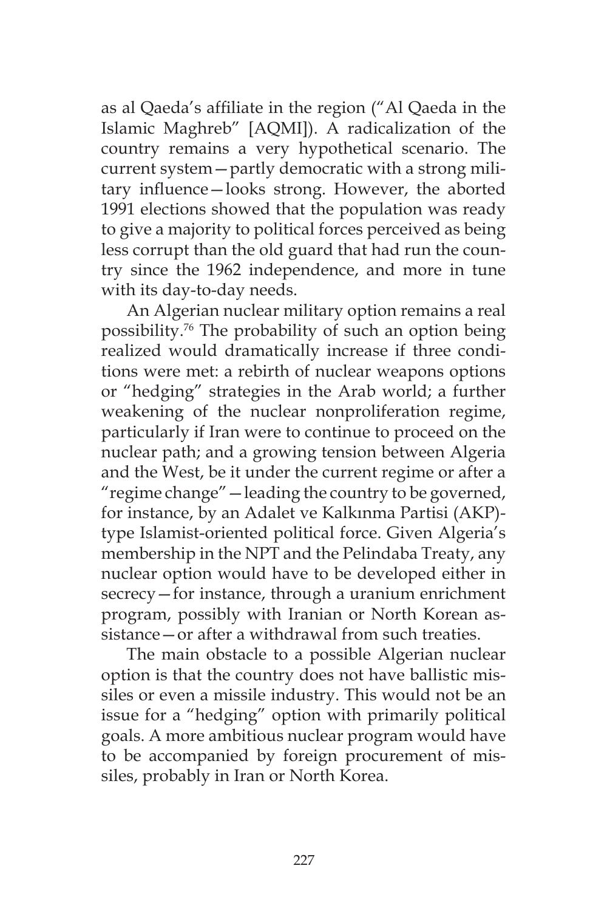as al Qaeda's affiliate in the region ("Al Qaeda in the Islamic Maghreb" [AQMI]). A radicalization of the country remains a very hypothetical scenario. The current system—partly democratic with a strong military influence—looks strong. However, the aborted 1991 elections showed that the population was ready to give a majority to political forces perceived as being less corrupt than the old guard that had run the country since the 1962 independence, and more in tune with its day-to-day needs.

An Algerian nuclear military option remains a real possibility.[76] The probability of such an option being realized would dramatically increase if three conditions were met: a rebirth of nuclear weapons options or "hedging" strategies in the Arab world; a further weakening of the nuclear nonproliferation regime, particularly if Iran were to continue to proceed on the nuclear path; and a growing tension between Algeria and the West, be it under the current regime or after a "regime change"—leading the country to be governed, for instance, by an Adalet ve Kalkınma Partisi (AKP)-type Islamist-oriented political force. Given Algeria's membership in the NPT and the Pelindaba Treaty, any nuclear option would have to be developed either in secrecy—for instance, through a uranium enrichment program, possibly with Iranian or North Korean assistance—or after a withdrawal from such treaties.

The main obstacle to a possible Algerian nuclear option is that the country does not have ballistic missiles or even a missile industry. This would not be an issue for a "hedging" option with primarily political goals. A more ambitious nuclear program would have to be accompanied by foreign procurement of missiles, probably in Iran or North Korea.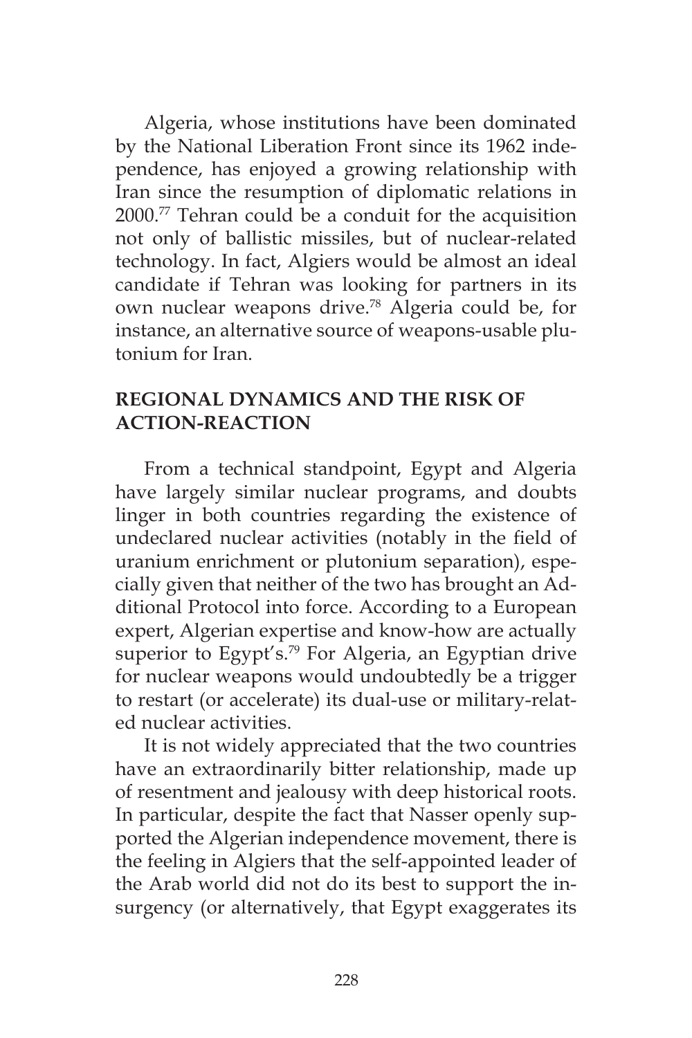Algeria, whose institutions have been dominated by the National Liberation Front since its 1962 independence, has enjoyed a growing relationship with Iran since the resumption of diplomatic relations in 2000.[77] Tehran could be a conduit for the acquisition not only of ballistic missiles, but of nuclear-related technology. In fact, Algiers would be almost an ideal candidate if Tehran was looking for partners in its own nuclear weapons drive.[78] Algeria could be, for instance, an alternative source of weapons-usable plutonium for Iran.

## REGIONAL DYNAMICS AND THE RISK OF ACTION-REACTION

From a technical standpoint, Egypt and Algeria have largely similar nuclear programs, and doubts linger in both countries regarding the existence of undeclared nuclear activities (notably in the field of uranium enrichment or plutonium separation), especially given that neither of the two has brought an Additional Protocol into force. According to a European expert, Algerian expertise and know-how are actually superior to Egypt's.[79] For Algeria, an Egyptian drive for nuclear weapons would undoubtedly be a trigger to restart (or accelerate) its dual-use or military-related nuclear activities.

It is not widely appreciated that the two countries have an extraordinarily bitter relationship, made up of resentment and jealousy with deep historical roots. In particular, despite the fact that Nasser openly supported the Algerian independence movement, there is the feeling in Algiers that the self-appointed leader of the Arab world did not do its best to support the insurgency (or alternatively, that Egypt exaggerates its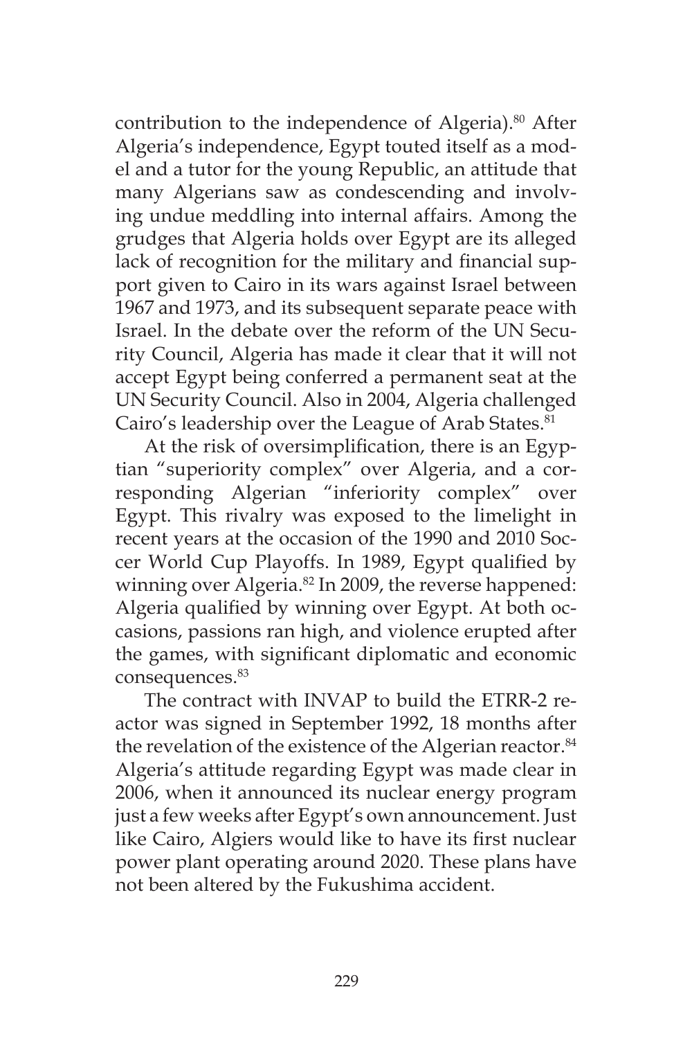contribution to the independence of Algeria).[80] After Algeria's independence, Egypt touted itself as a model and a tutor for the young Republic, an attitude that many Algerians saw as condescending and involving undue meddling into internal affairs. Among the grudges that Algeria holds over Egypt are its alleged lack of recognition for the military and financial support given to Cairo in its wars against Israel between 1967 and 1973, and its subsequent separate peace with Israel. In the debate over the reform of the UN Security Council, Algeria has made it clear that it will not accept Egypt being conferred a permanent seat at the UN Security Council. Also in 2004, Algeria challenged Cairo's leadership over the League of Arab States.[81]

At the risk of oversimplification, there is an Egyptian "superiority complex" over Algeria, and a corresponding Algerian "inferiority complex" over Egypt. This rivalry was exposed to the limelight in recent years at the occasion of the 1990 and 2010 Soccer World Cup Playoffs. In 1989, Egypt qualified by winning over Algeria.[82] In 2009, the reverse happened: Algeria qualified by winning over Egypt. At both occasions, passions ran high, and violence erupted after the games, with significant diplomatic and economic consequences.[83]

The contract with INVAP to build the ETRR-2 reactor was signed in September 1992, 18 months after the revelation of the existence of the Algerian reactor.[84] Algeria's attitude regarding Egypt was made clear in 2006, when it announced its nuclear energy program just a few weeks after Egypt's own announcement. Just like Cairo, Algiers would like to have its first nuclear power plant operating around 2020. These plans have not been altered by the Fukushima accident.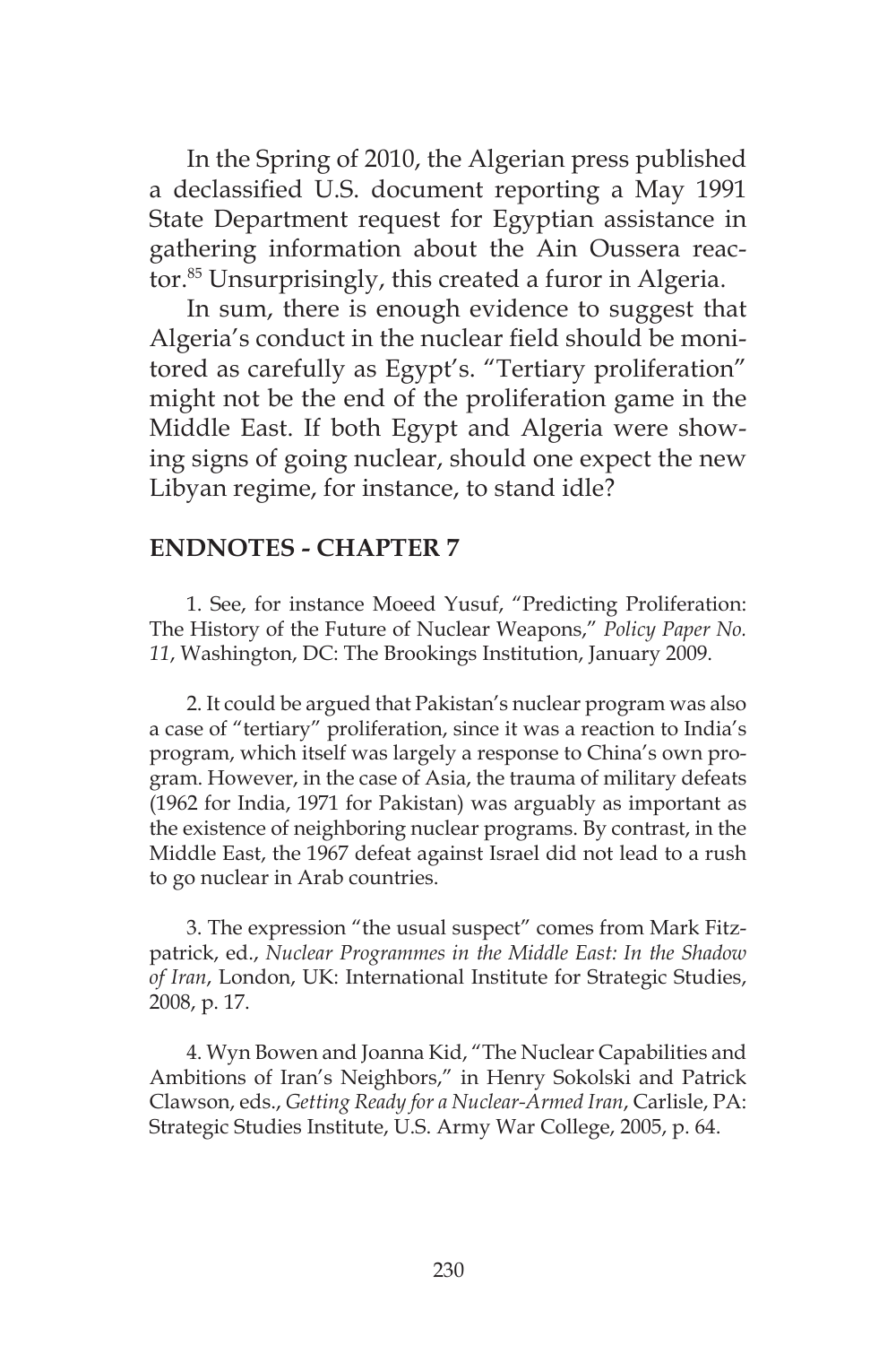In the Spring of 2010, the Algerian press published a declassified U.S. document reporting a May 1991 State Department request for Egyptian assistance in gathering information about the Ain Oussera reactor.[85] Unsurprisingly, this created a furor in Algeria.

In sum, there is enough evidence to suggest that Algeria's conduct in the nuclear field should be monitored as carefully as Egypt's. "Tertiary proliferation" might not be the end of the proliferation game in the Middle East. If both Egypt and Algeria were showing signs of going nuclear, should one expect the new Libyan regime, for instance, to stand idle?

## ENDNOTES - CHAPTER 7

1. See, for instance Moeed Yusuf, "Predicting Proliferation: The History of the Future of Nuclear Weapons," *Policy Paper No. 11*, Washington, DC: The Brookings Institution, January 2009.

2. It could be argued that Pakistan's nuclear program was also a case of "tertiary" proliferation, since it was a reaction to India's program, which itself was largely a response to China's own program. However, in the case of Asia, the trauma of military defeats (1962 for India, 1971 for Pakistan) was arguably as important as the existence of neighboring nuclear programs. By contrast, in the Middle East, the 1967 defeat against Israel did not lead to a rush to go nuclear in Arab countries.

3. The expression "the usual suspect" comes from Mark Fitzpatrick, ed., *Nuclear Programmes in the Middle East: In the Shadow of Iran*, London, UK: International Institute for Strategic Studies, 2008, p. 17.

4. Wyn Bowen and Joanna Kid, "The Nuclear Capabilities and Ambitions of Iran's Neighbors," in Henry Sokolski and Patrick Clawson, eds., *Getting Ready for a Nuclear-Armed Iran*, Carlisle, PA: Strategic Studies Institute, U.S. Army War College, 2005, p. 64.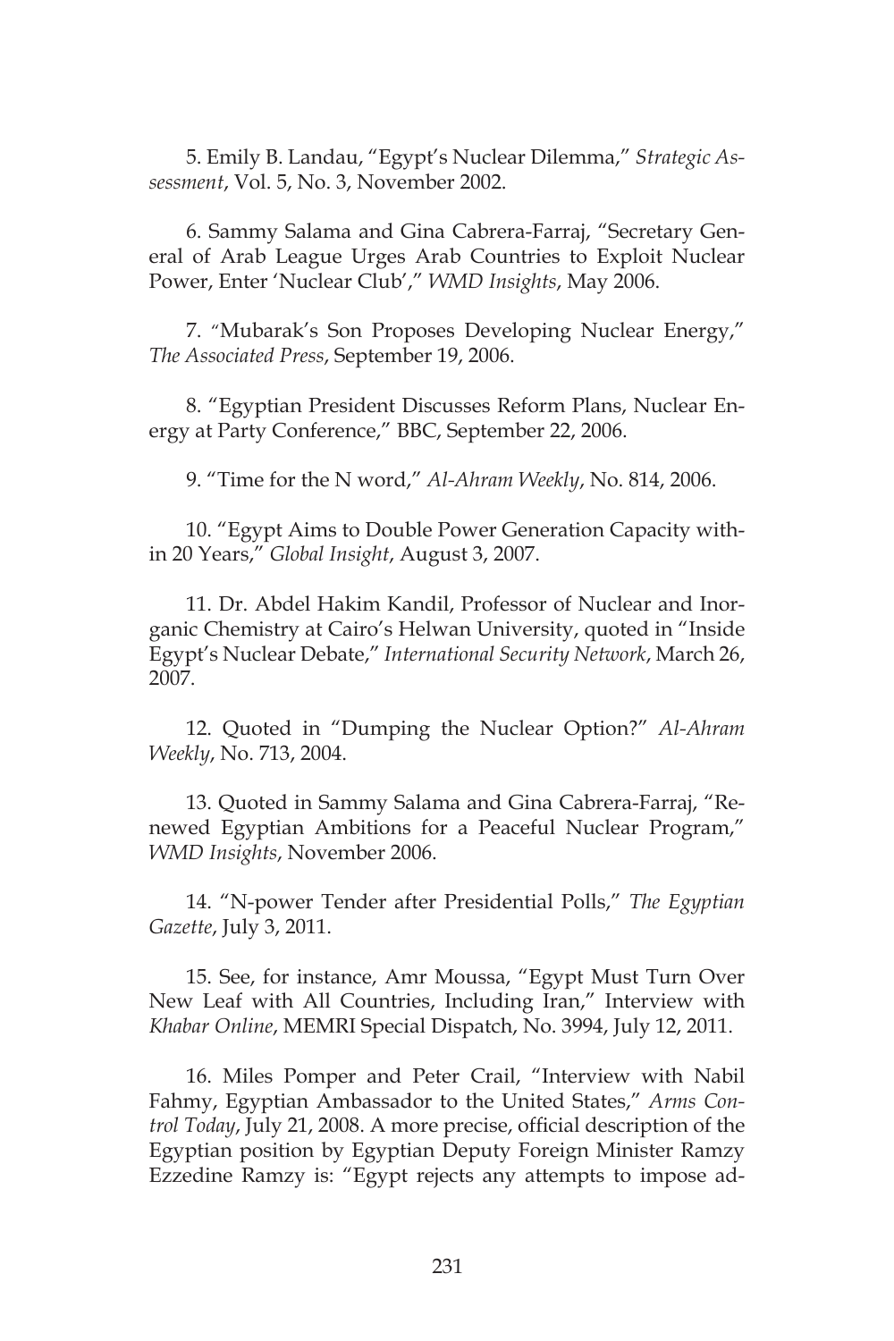5. Emily B. Landau, "Egypt's Nuclear Dilemma," *Strategic Assessment*, Vol. 5, No. 3, November 2002.

6. Sammy Salama and Gina Cabrera-Farraj, "Secretary General of Arab League Urges Arab Countries to Exploit Nuclear Power, Enter 'Nuclear Club'," *WMD Insights*, May 2006.

7. "Mubarak's Son Proposes Developing Nuclear Energy," *The Associated Press*, September 19, 2006.

8. "Egyptian President Discusses Reform Plans, Nuclear Energy at Party Conference," BBC, September 22, 2006.

9. "Time for the N word," *Al-Ahram Weekly*, No. 814, 2006.

10. "Egypt Aims to Double Power Generation Capacity within 20 Years," *Global Insight*, August 3, 2007.

11. Dr. Abdel Hakim Kandil, Professor of Nuclear and Inorganic Chemistry at Cairo's Helwan University, quoted in "Inside Egypt's Nuclear Debate," *International Security Network*, March 26, 2007.

12. Quoted in "Dumping the Nuclear Option?" *Al-Ahram Weekly*, No. 713, 2004.

13. Quoted in Sammy Salama and Gina Cabrera-Farraj, "Renewed Egyptian Ambitions for a Peaceful Nuclear Program," *WMD Insights*, November 2006.

14. "N-power Tender after Presidential Polls," *The Egyptian Gazette*, July 3, 2011.

15. See, for instance, Amr Moussa, "Egypt Must Turn Over New Leaf with All Countries, Including Iran," Interview with *Khabar Online*, MEMRI Special Dispatch, No. 3994, July 12, 2011.

16. Miles Pomper and Peter Crail, "Interview with Nabil Fahmy, Egyptian Ambassador to the United States," *Arms Control Today*, July 21, 2008. A more precise, official description of the Egyptian position by Egyptian Deputy Foreign Minister Ramzy Ezzedine Ramzy is: "Egypt rejects any attempts to impose ad-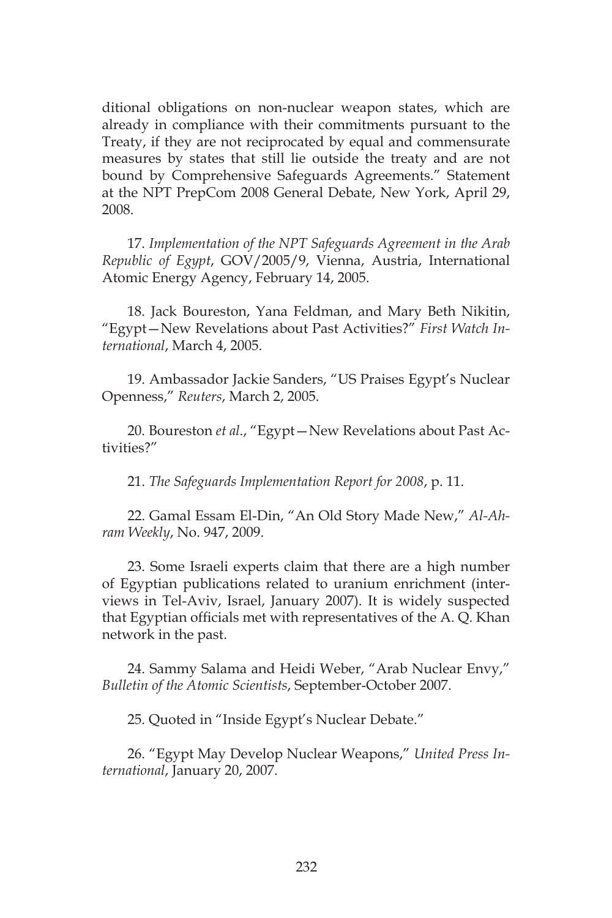ditional obligations on non-nuclear weapon states, which are already in compliance with their commitments pursuant to the Treaty, if they are not reciprocated by equal and commensurate measures by states that still lie outside the treaty and are not bound by Comprehensive Safeguards Agreements." Statement at the NPT PrepCom 2008 General Debate, New York, April 29, 2008.

17. *Implementation of the NPT Safeguards Agreement in the Arab Republic of Egypt*, GOV/2005/9, Vienna, Austria, International Atomic Energy Agency, February 14, 2005.

18. Jack Boureston, Yana Feldman, and Mary Beth Nikitin, "Egypt—New Revelations about Past Activities?" *First Watch International*, March 4, 2005.

19. Ambassador Jackie Sanders, "US Praises Egypt's Nuclear Openness," *Reuters*, March 2, 2005.

20. Boureston *et al*., "Egypt—New Revelations about Past Activities?"

21. *The Safeguards Implementation Report for 2008*, p. 11.

22. Gamal Essam El-Din, "An Old Story Made New," *Al-Ahram Weekly*, No. 947, 2009.

23. Some Israeli experts claim that there are a high number of Egyptian publications related to uranium enrichment (interviews in Tel-Aviv, Israel, January 2007). It is widely suspected that Egyptian officials met with representatives of the A. Q. Khan network in the past.

24. Sammy Salama and Heidi Weber, "Arab Nuclear Envy," *Bulletin of the Atomic Scientists*, September-October 2007.

25. Quoted in "Inside Egypt's Nuclear Debate."

26. "Egypt May Develop Nuclear Weapons," *United Press International*, January 20, 2007.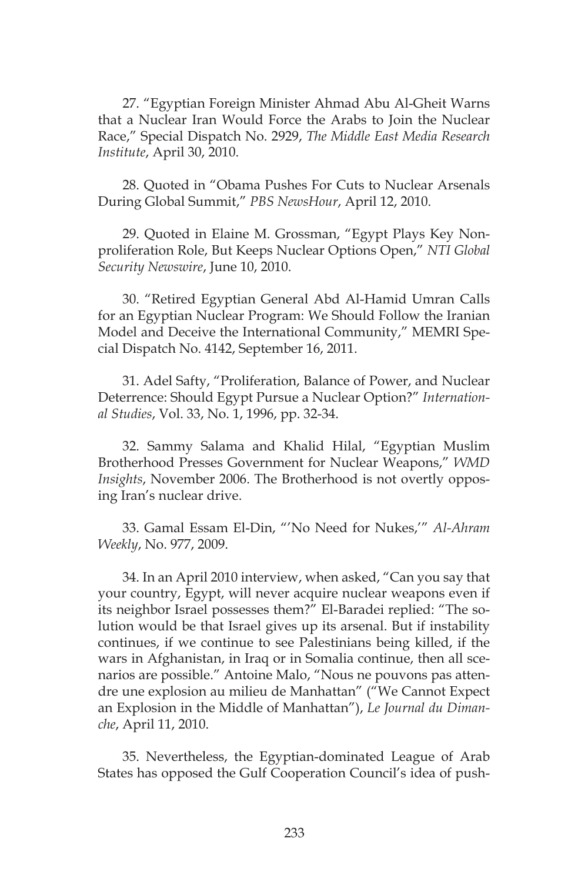27. “Egyptian Foreign Minister Ahmad Abu Al-Gheit Warns that a Nuclear Iran Would Force the Arabs to Join the Nuclear Race,” Special Dispatch No. 2929, *The Middle East Media Research Institute*, April 30, 2010.

28. Quoted in “Obama Pushes For Cuts to Nuclear Arsenals During Global Summit,” *PBS NewsHour*, April 12, 2010.

29. Quoted in Elaine M. Grossman, “Egypt Plays Key Nonproliferation Role, But Keeps Nuclear Options Open,” *NTI Global Security Newswire*, June 10, 2010.

30. “Retired Egyptian General Abd Al-Hamid Umran Calls for an Egyptian Nuclear Program: We Should Follow the Iranian Model and Deceive the International Community,” MEMRI Special Dispatch No. 4142, September 16, 2011.

31. Adel Safty, “Proliferation, Balance of Power, and Nuclear Deterrence: Should Egypt Pursue a Nuclear Option?” *International Studies*, Vol. 33, No. 1, 1996, pp. 32-34.

32. Sammy Salama and Khalid Hilal, “Egyptian Muslim Brotherhood Presses Government for Nuclear Weapons,” *WMD Insights*, November 2006. The Brotherhood is not overtly opposing Iran’s nuclear drive.

33. Gamal Essam El-Din, “‘No Need for Nukes,’” *Al-Ahram Weekly*, No. 977, 2009.

34. In an April 2010 interview, when asked, “Can you say that your country, Egypt, will never acquire nuclear weapons even if its neighbor Israel possesses them?” El-Baradei replied: “The solution would be that Israel gives up its arsenal. But if instability continues, if we continue to see Palestinians being killed, if the wars in Afghanistan, in Iraq or in Somalia continue, then all scenarios are possible.” Antoine Malo, “Nous ne pouvons pas attendre une explosion au milieu de Manhattan” (“We Cannot Expect an Explosion in the Middle of Manhattan”), *Le Journal du Dimanche*, April 11, 2010.

35. Nevertheless, the Egyptian-dominated League of Arab States has opposed the Gulf Cooperation Council’s idea of push-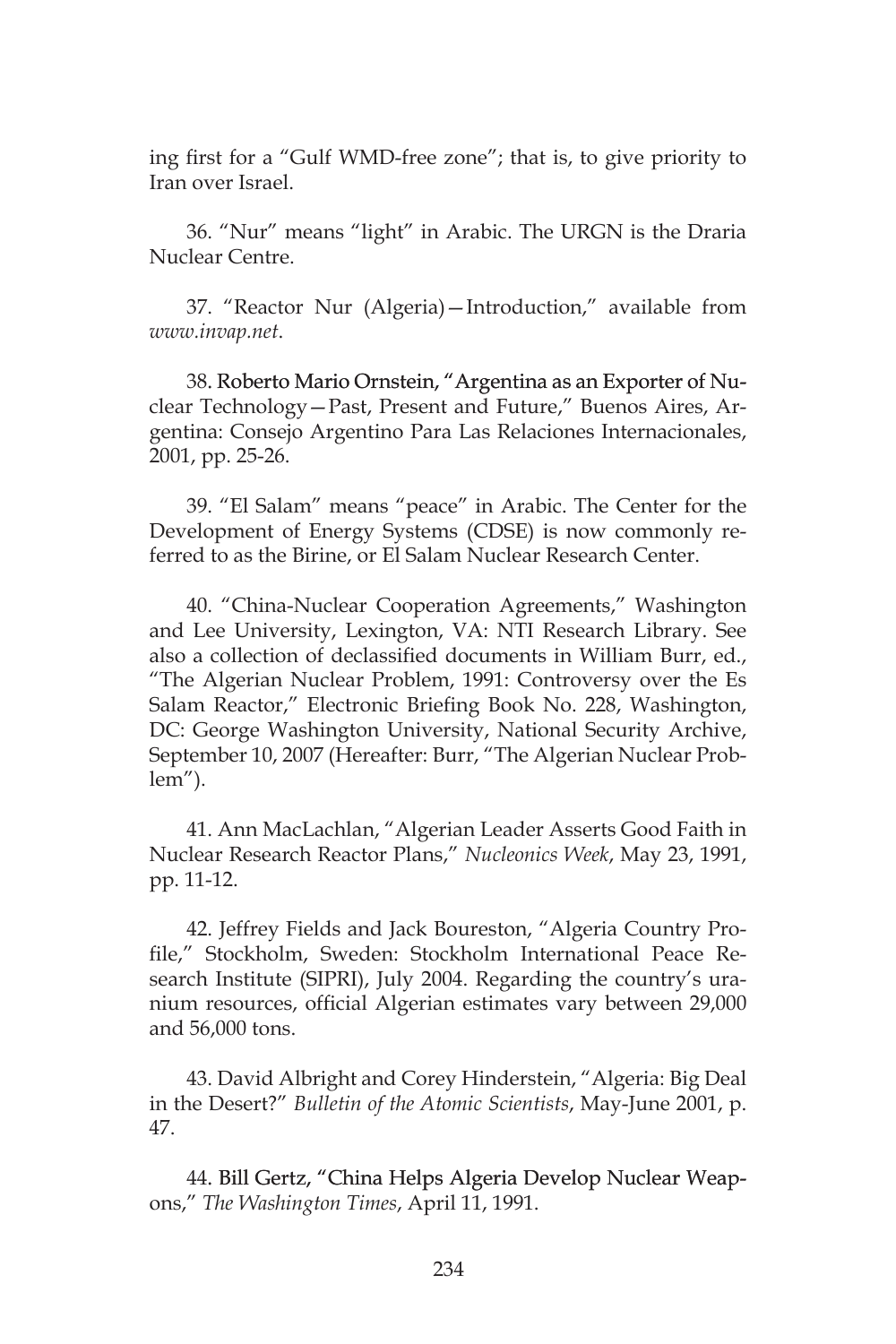ing first for a "Gulf WMD-free zone"; that is, to give priority to Iran over Israel.

36. "Nur" means "light" in Arabic. The URGN is the Draria Nuclear Centre.

37. "Reactor Nur (Algeria)—Introduction," available from *www.invap.net*.

38. Roberto Mario Ornstein, "Argentina as an Exporter of Nuclear Technology—Past, Present and Future," Buenos Aires, Argentina: Consejo Argentino Para Las Relaciones Internacionales, 2001, pp. 25-26.

39. "El Salam" means "peace" in Arabic. The Center for the Development of Energy Systems (CDSE) is now commonly referred to as the Birine, or El Salam Nuclear Research Center.

40. "China-Nuclear Cooperation Agreements," Washington and Lee University, Lexington, VA: NTI Research Library. See also a collection of declassified documents in William Burr, ed., "The Algerian Nuclear Problem, 1991: Controversy over the Es Salam Reactor," Electronic Briefing Book No. 228, Washington, DC: George Washington University, National Security Archive, September 10, 2007 (Hereafter: Burr, "The Algerian Nuclear Problem").

41. Ann MacLachlan, "Algerian Leader Asserts Good Faith in Nuclear Research Reactor Plans," *Nucleonics Week*, May 23, 1991, pp. 11-12.

42. Jeffrey Fields and Jack Boureston, "Algeria Country Profile," Stockholm, Sweden: Stockholm International Peace Research Institute (SIPRI), July 2004. Regarding the country's uranium resources, official Algerian estimates vary between 29,000 and 56,000 tons.

43. David Albright and Corey Hinderstein, "Algeria: Big Deal in the Desert?" *Bulletin of the Atomic Scientists*, May-June 2001, p. 47.

44. Bill Gertz, "China Helps Algeria Develop Nuclear Weapons," *The Washington Times*, April 11, 1991.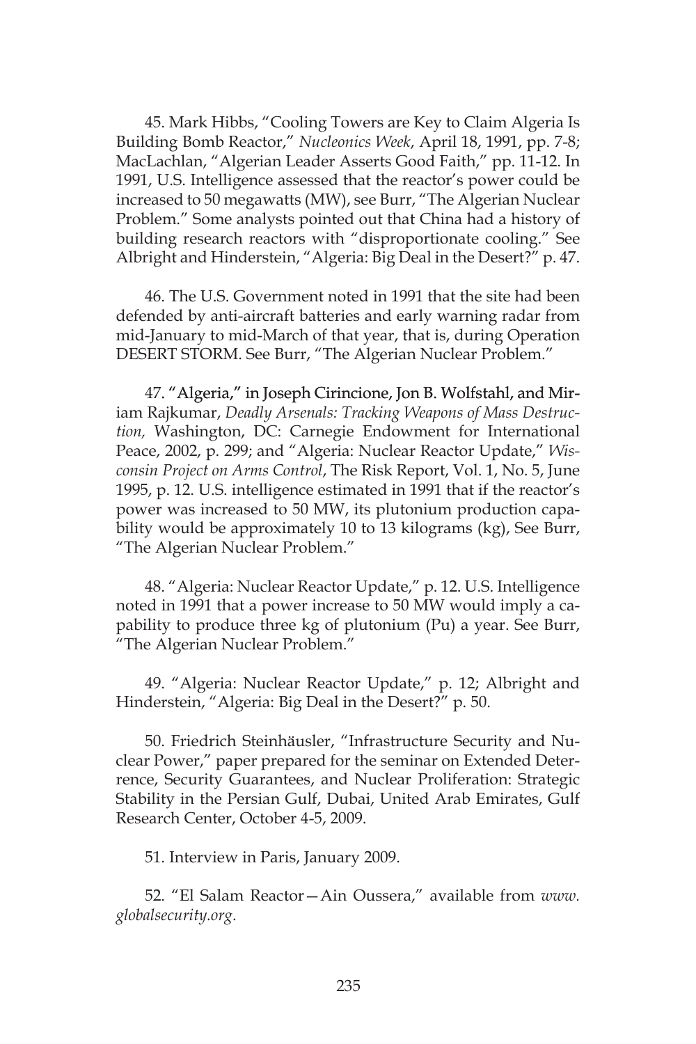45. Mark Hibbs, "Cooling Towers are Key to Claim Algeria Is Building Bomb Reactor," *Nucleonics Week*, April 18, 1991, pp. 7-8; MacLachlan, "Algerian Leader Asserts Good Faith," pp. 11-12. In 1991, U.S. Intelligence assessed that the reactor's power could be increased to 50 megawatts (MW), see Burr, "The Algerian Nuclear Problem." Some analysts pointed out that China had a history of building research reactors with "disproportionate cooling." See Albright and Hinderstein, "Algeria: Big Deal in the Desert?" p. 47.

46. The U.S. Government noted in 1991 that the site had been defended by anti-aircraft batteries and early warning radar from mid-January to mid-March of that year, that is, during Operation DESERT STORM. See Burr, "The Algerian Nuclear Problem."

47. "Algeria," in Joseph Cirincione, Jon B. Wolfstahl, and Miriam Rajkumar, *Deadly Arsenals: Tracking Weapons of Mass Destruction,* Washington, DC: Carnegie Endowment for International Peace, 2002, p. 299; and "Algeria: Nuclear Reactor Update," *Wisconsin Project on Arms Control*, The Risk Report, Vol. 1, No. 5, June 1995, p. 12. U.S. intelligence estimated in 1991 that if the reactor's power was increased to 50 MW, its plutonium production capability would be approximately 10 to 13 kilograms (kg), See Burr, "The Algerian Nuclear Problem."

48. "Algeria: Nuclear Reactor Update," p. 12. U.S. Intelligence noted in 1991 that a power increase to 50 MW would imply a capability to produce three kg of plutonium (Pu) a year. See Burr, "The Algerian Nuclear Problem."

49. "Algeria: Nuclear Reactor Update," p. 12; Albright and Hinderstein, "Algeria: Big Deal in the Desert?" p. 50.

50. Friedrich Steinhäusler, "Infrastructure Security and Nuclear Power," paper prepared for the seminar on Extended Deterrence, Security Guarantees, and Nuclear Proliferation: Strategic Stability in the Persian Gulf, Dubai, United Arab Emirates, Gulf Research Center, October 4-5, 2009.

51. Interview in Paris, January 2009.

52. "El Salam Reactor—Ain Oussera," available from *www.globalsecurity.org*.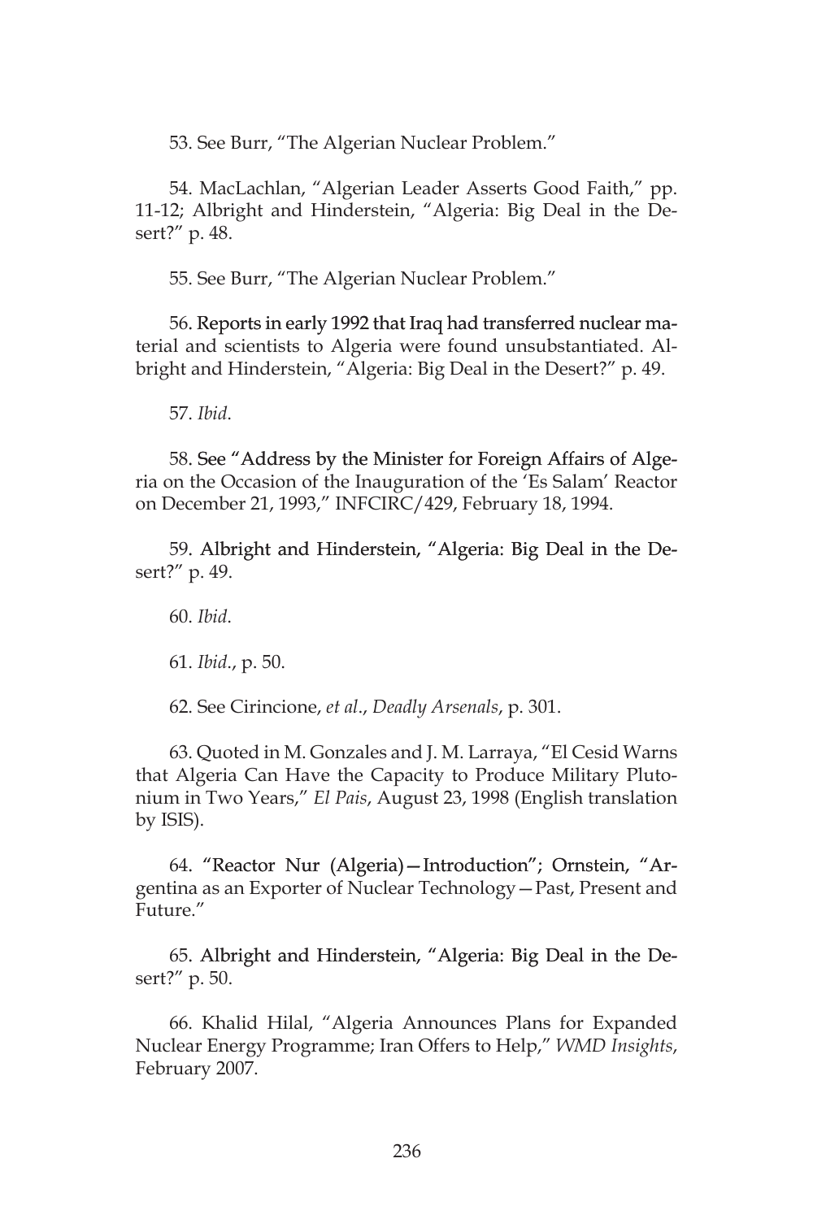53. See Burr, "The Algerian Nuclear Problem."

54. MacLachlan, "Algerian Leader Asserts Good Faith," pp. 11-12; Albright and Hinderstein, "Algeria: Big Deal in the Desert?" p. 48.

55. See Burr, "The Algerian Nuclear Problem."

56. Reports in early 1992 that Iraq had transferred nuclear material and scientists to Algeria were found unsubstantiated. Albright and Hinderstein, "Algeria: Big Deal in the Desert?" p. 49.

57. *Ibid*.

58. See "Address by the Minister for Foreign Affairs of Algeria on the Occasion of the Inauguration of the 'Es Salam' Reactor on December 21, 1993," INFCIRC/429, February 18, 1994.

59. Albright and Hinderstein, "Algeria: Big Deal in the Desert?" p. 49.

60. *Ibid*.

61. *Ibid*., p. 50.

62. See Cirincione, *et al*., *Deadly Arsenals*, p. 301.

63. Quoted in M. Gonzales and J. M. Larraya, "El Cesid Warns that Algeria Can Have the Capacity to Produce Military Plutonium in Two Years," *El Pais*, August 23, 1998 (English translation by ISIS).

64. "Reactor Nur (Algeria)—Introduction"; Ornstein, "Argentina as an Exporter of Nuclear Technology—Past, Present and Future."

65. Albright and Hinderstein, "Algeria: Big Deal in the Desert?" p. 50.

66. Khalid Hilal, "Algeria Announces Plans for Expanded Nuclear Energy Programme; Iran Offers to Help," *WMD Insights*, February 2007.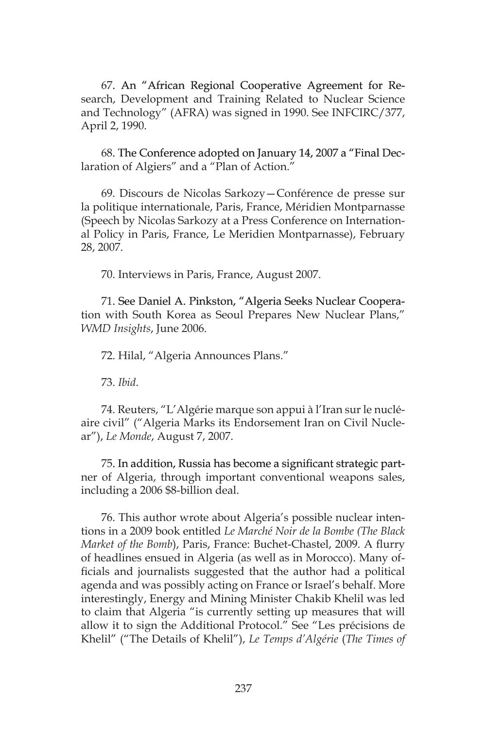67. An "African Regional Cooperative Agreement for Research, Development and Training Related to Nuclear Science and Technology" (AFRA) was signed in 1990. See INFCIRC/377, April 2, 1990.

68. The Conference adopted on January 14, 2007 a "Final Declaration of Algiers" and a "Plan of Action."

69. Discours de Nicolas Sarkozy—Conférence de presse sur la politique internationale, Paris, France, Méridien Montparnasse (Speech by Nicolas Sarkozy at a Press Conference on International Policy in Paris, France, Le Meridien Montparnasse), February 28, 2007.

70. Interviews in Paris, France, August 2007.

71. See Daniel A. Pinkston, "Algeria Seeks Nuclear Cooperation with South Korea as Seoul Prepares New Nuclear Plans," *WMD Insights*, June 2006.

72. Hilal, "Algeria Announces Plans."

73. *Ibid*.

74. Reuters, "L'Algérie marque son appui à l'Iran sur le nucléaire civil" ("Algeria Marks its Endorsement Iran on Civil Nuclear"), *Le Monde*, August 7, 2007.

75. In addition, Russia has become a significant strategic partner of Algeria, through important conventional weapons sales, including a 2006 $8-billion deal.

76. This author wrote about Algeria's possible nuclear intentions in a 2009 book entitled *Le Marché Noir de la Bombe (The Black Market of the Bomb*), Paris, France: Buchet-Chastel, 2009. A flurry of headlines ensued in Algeria (as well as in Morocco). Many officials and journalists suggested that the author had a political agenda and was possibly acting on France or Israel's behalf. More interestingly, Energy and Mining Minister Chakib Khelil was led to claim that Algeria "is currently setting up measures that will allow it to sign the Additional Protocol." See "Les précisions de Khelil" ("The Details of Khelil"), *Le Temps d'Algérie* (*The Times of*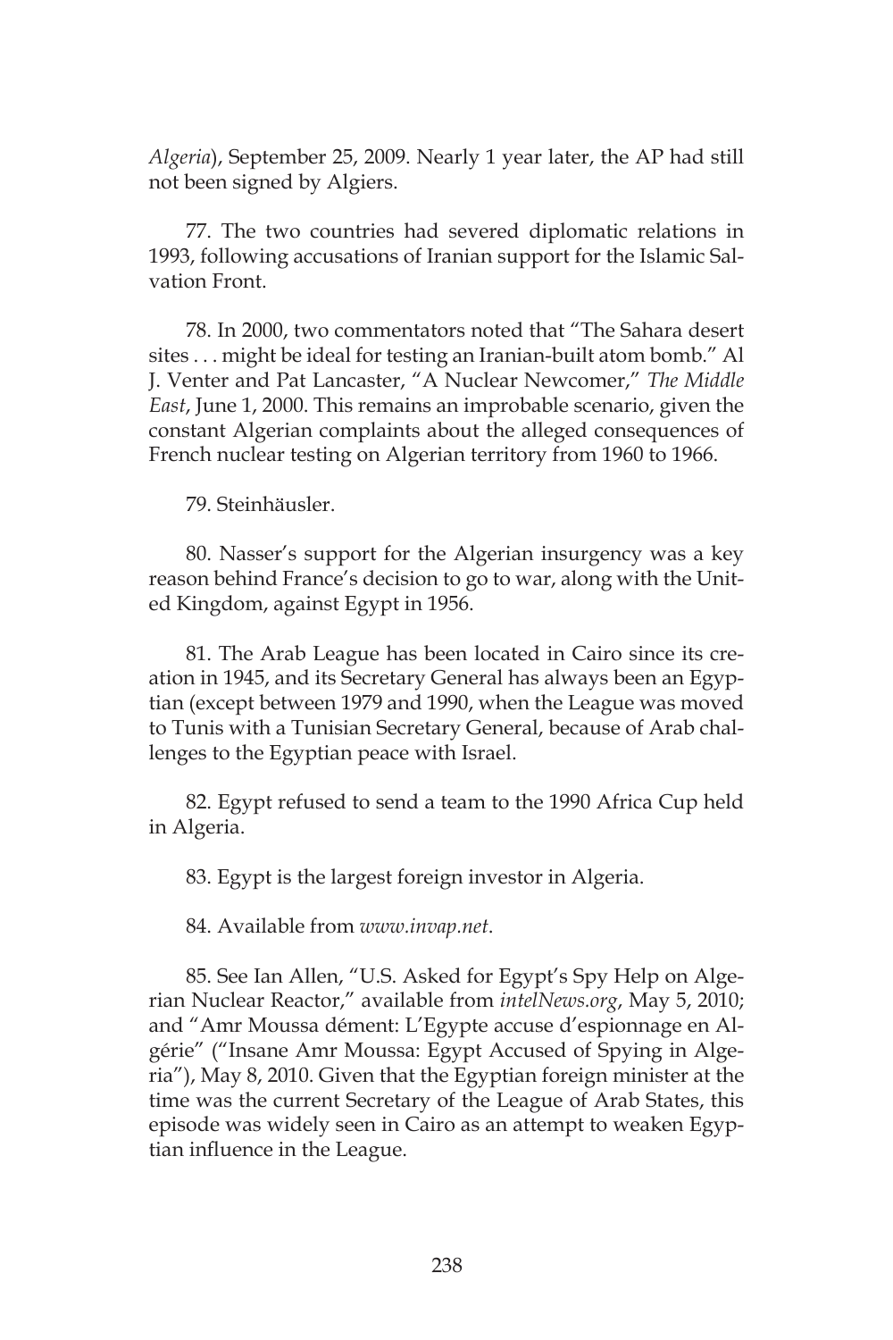*Algeria*), September 25, 2009. Nearly 1 year later, the AP had still not been signed by Algiers.

77. The two countries had severed diplomatic relations in 1993, following accusations of Iranian support for the Islamic Salvation Front.

78. In 2000, two commentators noted that "The Sahara desert sites . . . might be ideal for testing an Iranian-built atom bomb." Al J. Venter and Pat Lancaster, "A Nuclear Newcomer," *The Middle East*, June 1, 2000. This remains an improbable scenario, given the constant Algerian complaints about the alleged consequences of French nuclear testing on Algerian territory from 1960 to 1966.

79. Steinhäusler.

80. Nasser's support for the Algerian insurgency was a key reason behind France's decision to go to war, along with the United Kingdom, against Egypt in 1956.

81. The Arab League has been located in Cairo since its creation in 1945, and its Secretary General has always been an Egyptian (except between 1979 and 1990, when the League was moved to Tunis with a Tunisian Secretary General, because of Arab challenges to the Egyptian peace with Israel.

82. Egypt refused to send a team to the 1990 Africa Cup held in Algeria.

83. Egypt is the largest foreign investor in Algeria.

84. Available from *www.invap.net*.

85. See Ian Allen, "U.S. Asked for Egypt's Spy Help on Algerian Nuclear Reactor," available from *intelNews.org*, May 5, 2010; and "Amr Moussa dément: L'Egypte accuse d'espionnage en Algérie" ("Insane Amr Moussa: Egypt Accused of Spying in Algeria"), May 8, 2010. Given that the Egyptian foreign minister at the time was the current Secretary of the League of Arab States, this episode was widely seen in Cairo as an attempt to weaken Egyptian influence in the League.